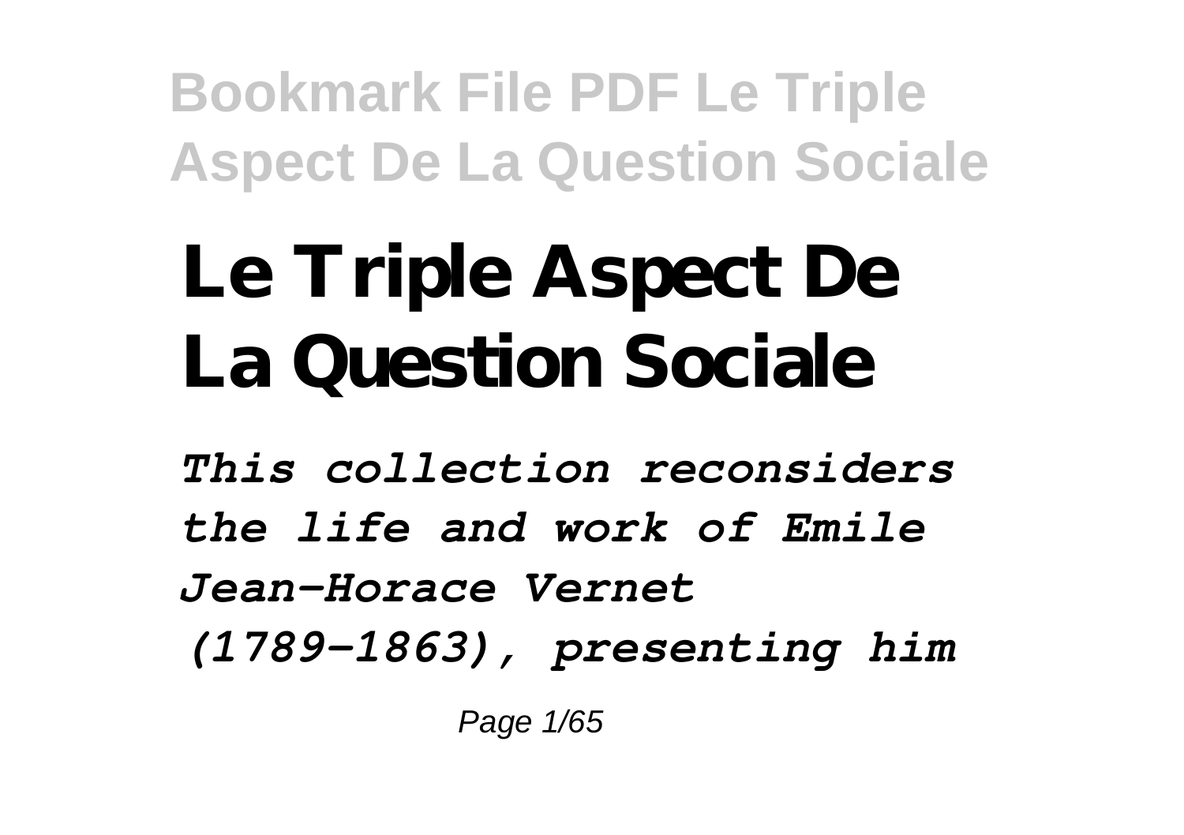# Le Triple Aspect De La Question Sociale

*This collection reconsiders the life and work of Emile Jean-Horace Vernet (1789-1863), presenting him*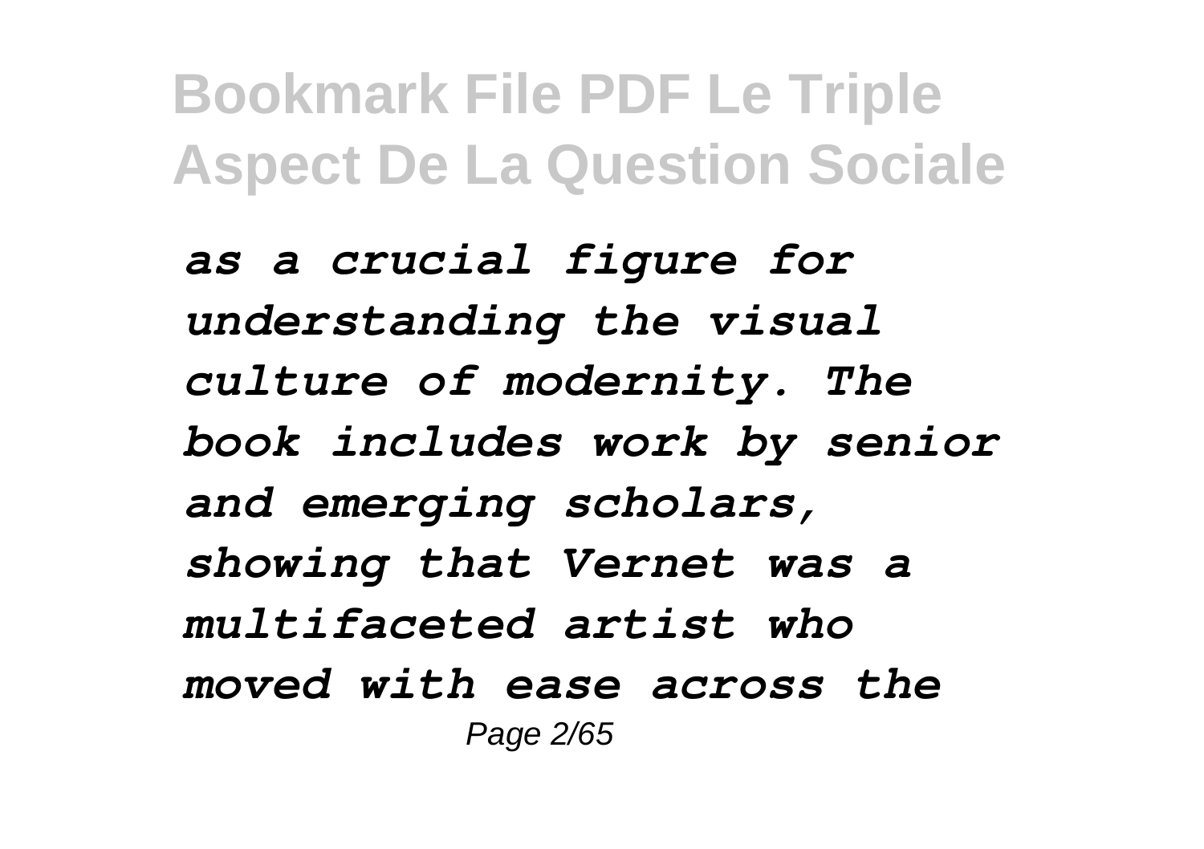*as a crucial figure for understanding the visual culture of modernity. The book includes work by senior and emerging scholars, showing that Vernet was a multifaceted artist who moved with ease across the*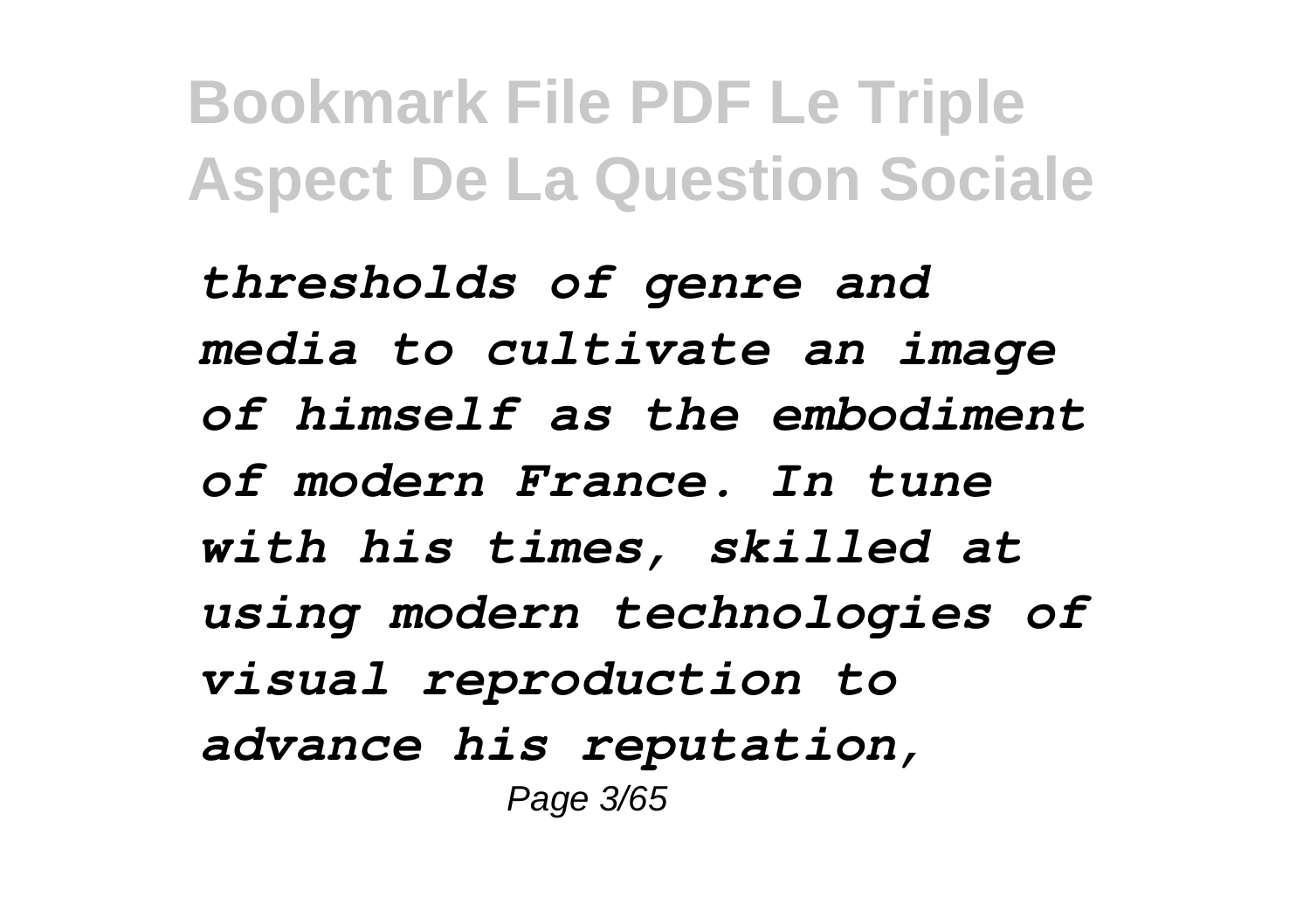*thresholds of genre and media to cultivate an image of himself as the embodiment of modern France. In tune with his times, skilled at using modern technologies of visual reproduction to advance his reputation,*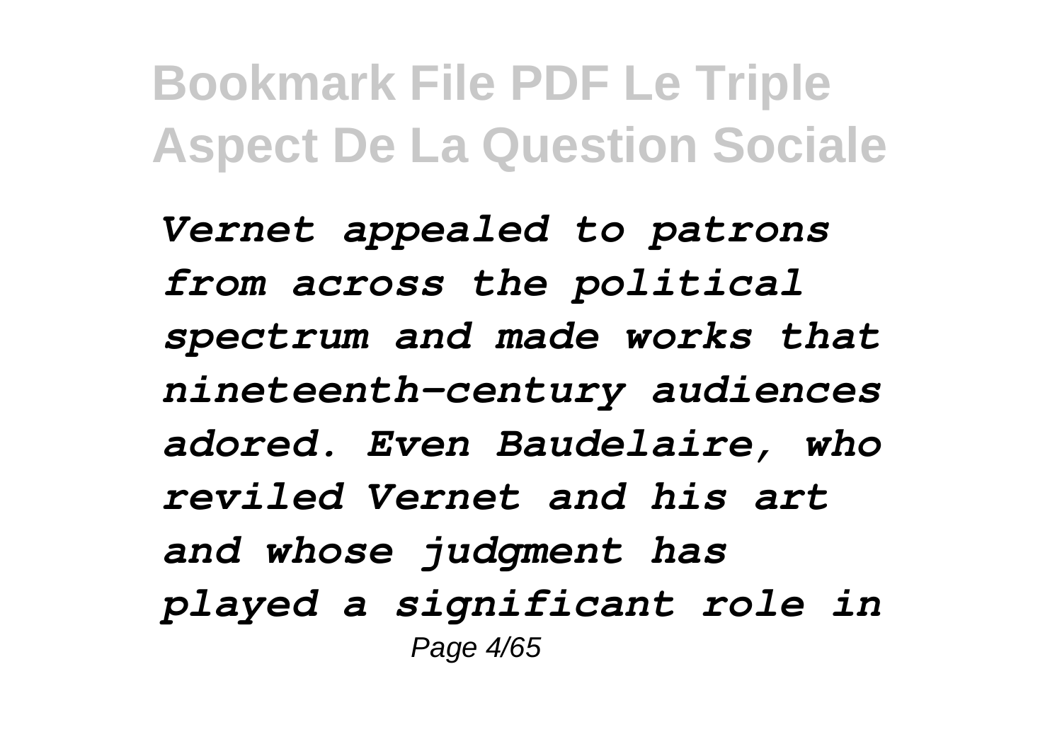*Vernet appealed to patrons from across the political spectrum and made works that nineteenth-century audiences adored. Even Baudelaire, who reviled Vernet and his art and whose judgment has played a significant role in*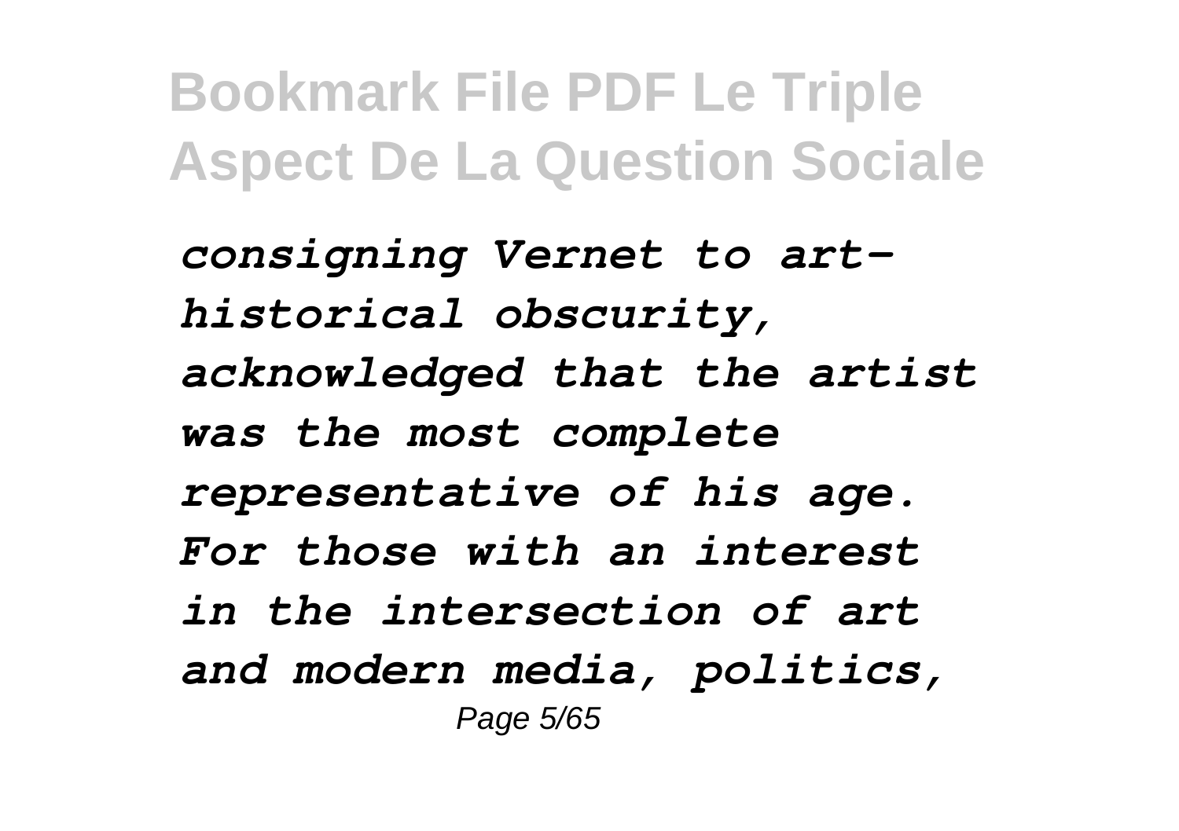*consigning Vernet to art-historical obscurity, acknowledged that the artist was the most complete representative of his age. For those with an interest in the intersection of art and modern media, politics,*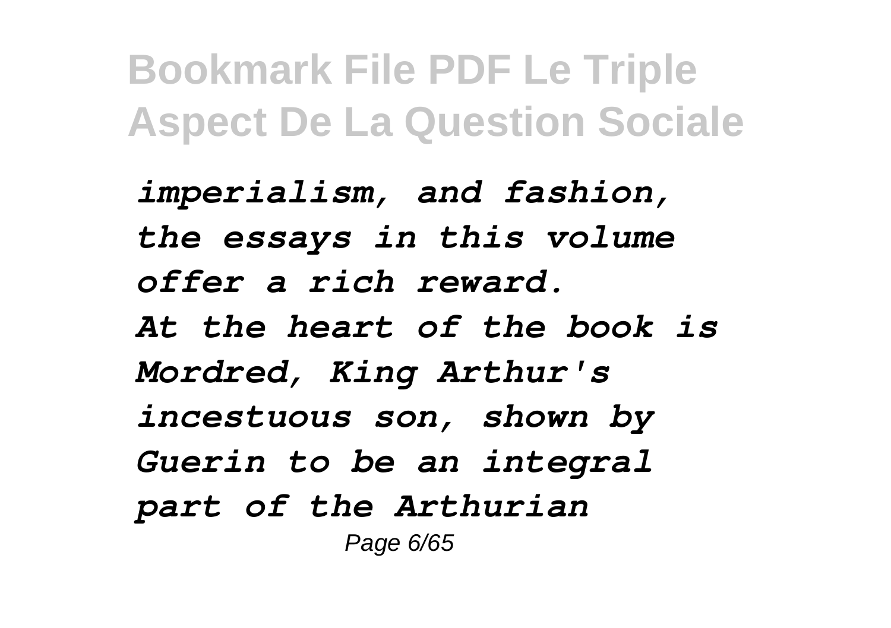*imperialism, and fashion, the essays in this volume offer a rich reward.*

*At the heart of the book is Mordred, King Arthur's incestuous son, shown by Guerin to be an integral part of the Arthurian*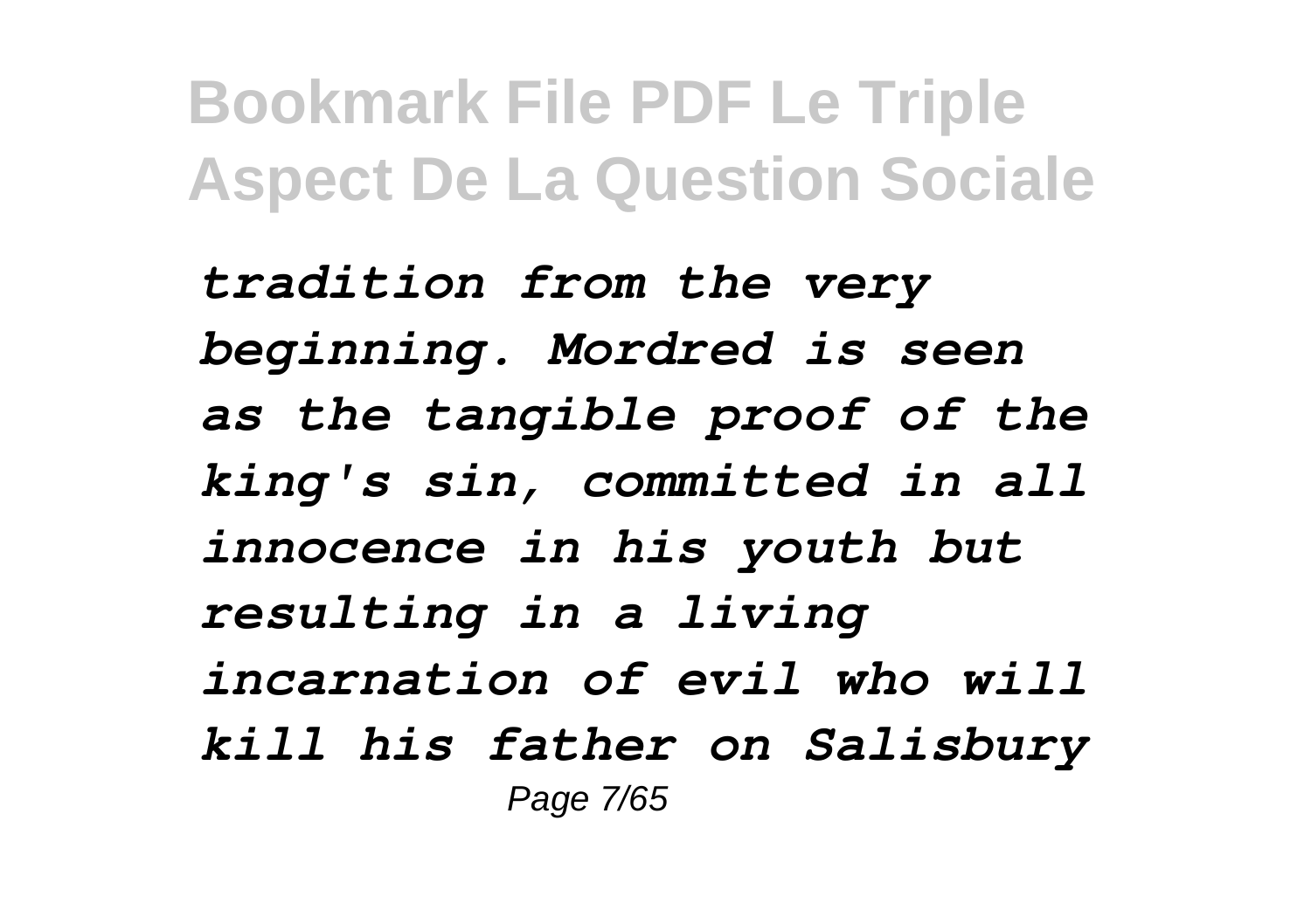*tradition from the very beginning. Mordred is seen as the tangible proof of the king's sin, committed in all innocence in his youth but resulting in a living incarnation of evil who will kill his father on Salisbury*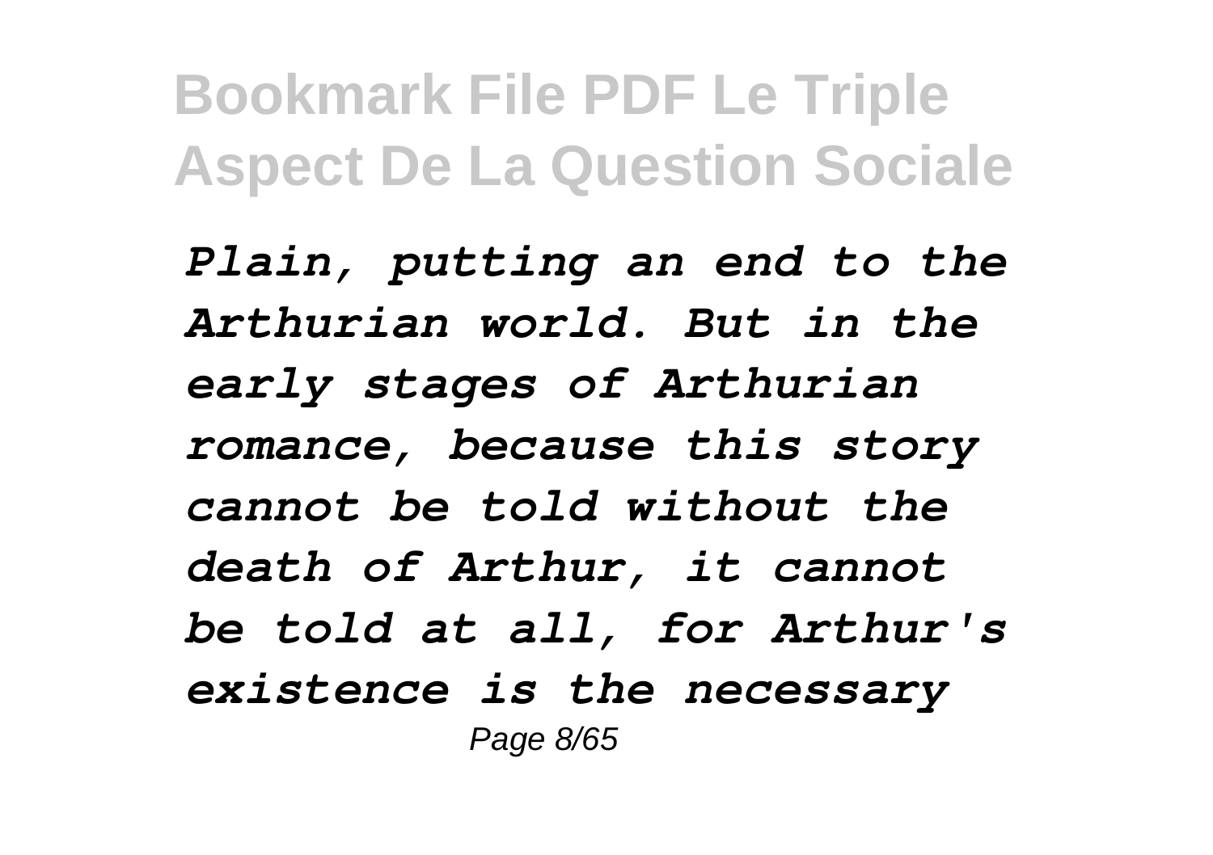*Plain, putting an end to the Arthurian world. But in the early stages of Arthurian romance, because this story cannot be told without the death of Arthur, it cannot be told at all, for Arthur's existence is the necessary*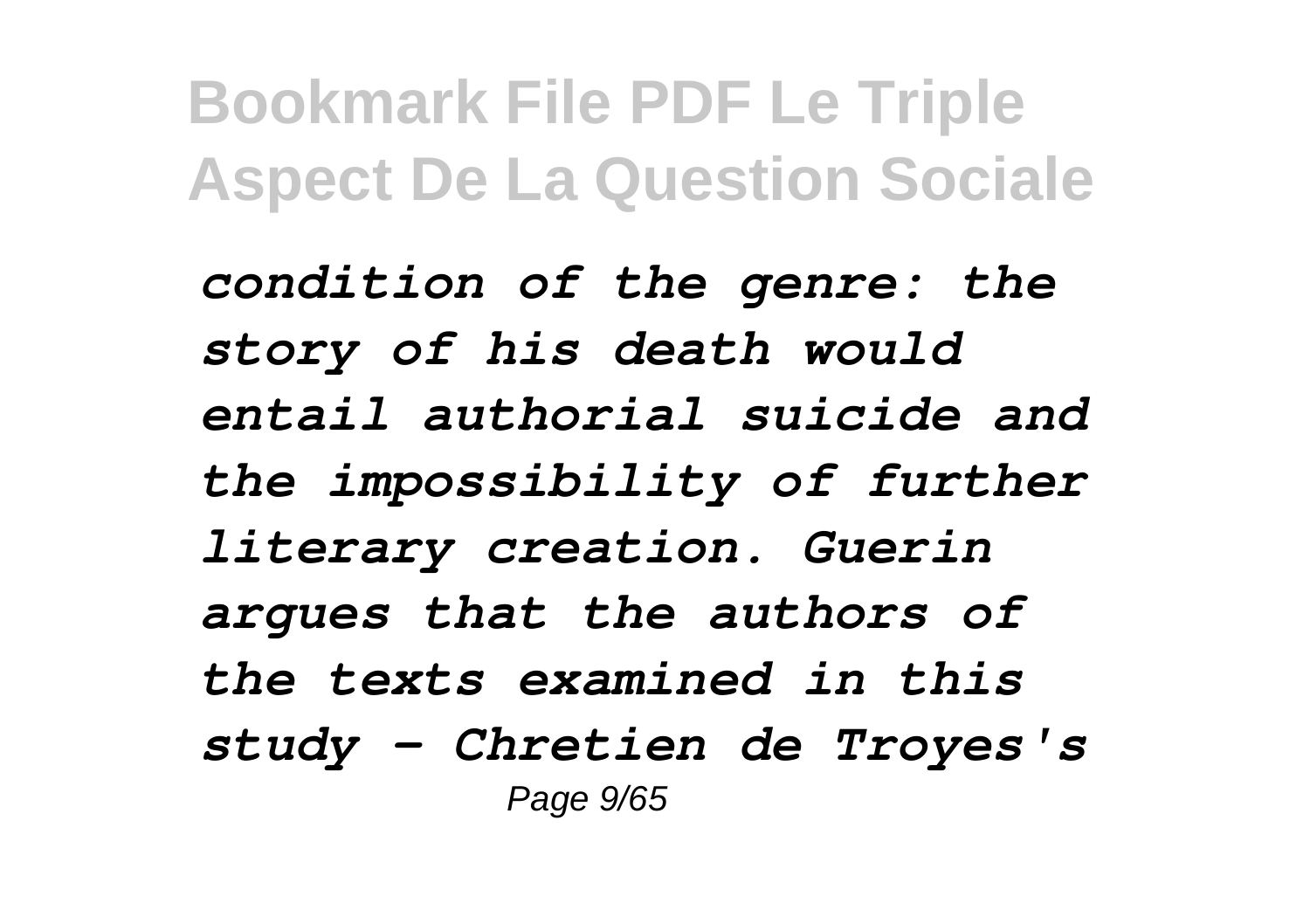*condition of the genre: the story of his death would entail authorial suicide and the impossibility of further literary creation. Guerin argues that the authors of the texts examined in this study - Chretien de Troyes's*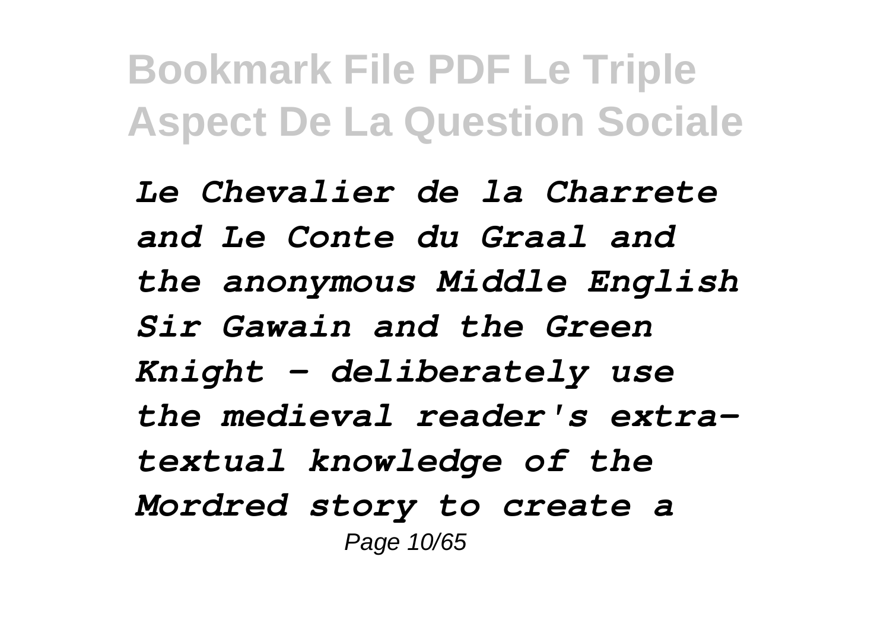*Le Chevalier de la Charrete and Le Conte du Graal and the anonymous Middle English Sir Gawain and the Green Knight - deliberately use the medieval reader's extra-textual knowledge of the Mordred story to create a*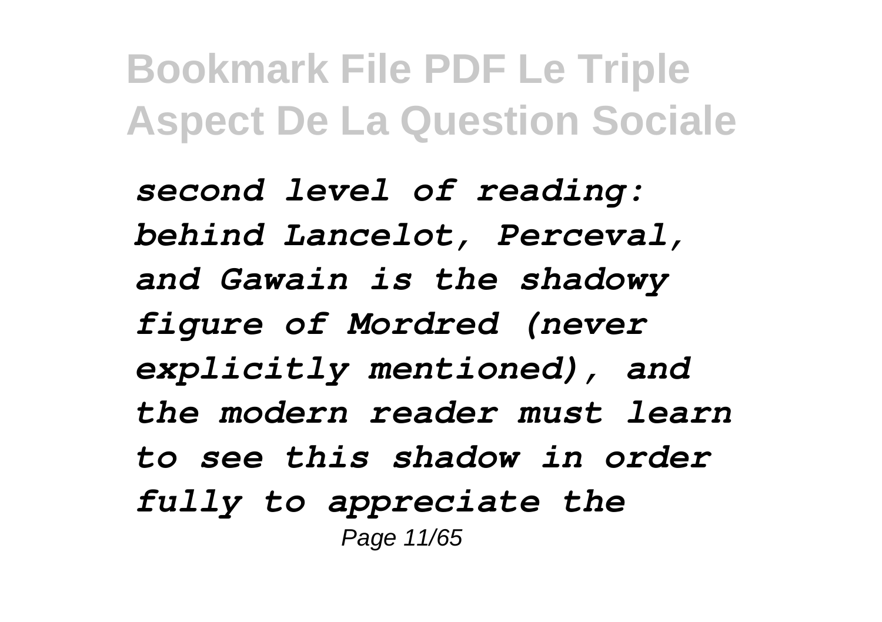*second level of reading: behind Lancelot, Perceval, and Gawain is the shadowy figure of Mordred (never explicitly mentioned), and the modern reader must learn to see this shadow in order fully to appreciate the*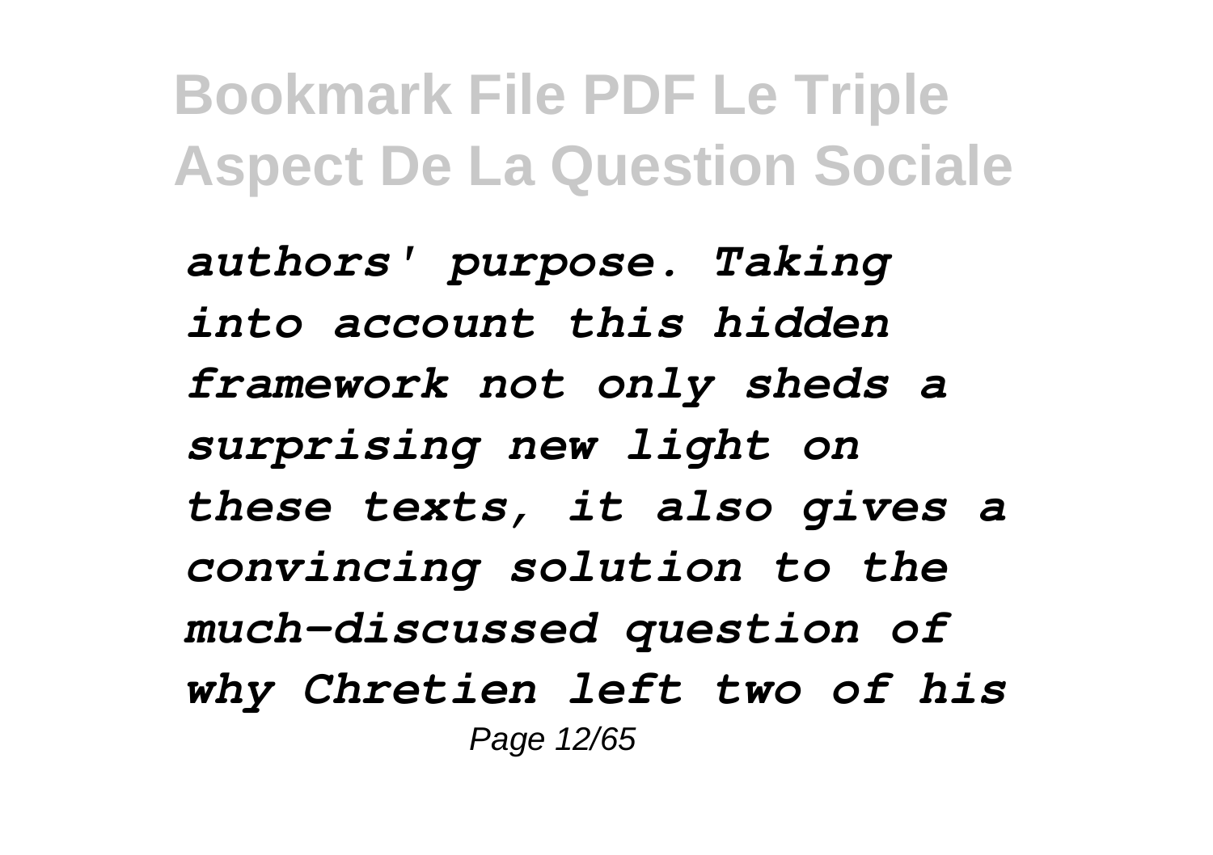*authors' purpose. Taking into account this hidden framework not only sheds a surprising new light on these texts, it also gives a convincing solution to the much-discussed question of why Chretien left two of his*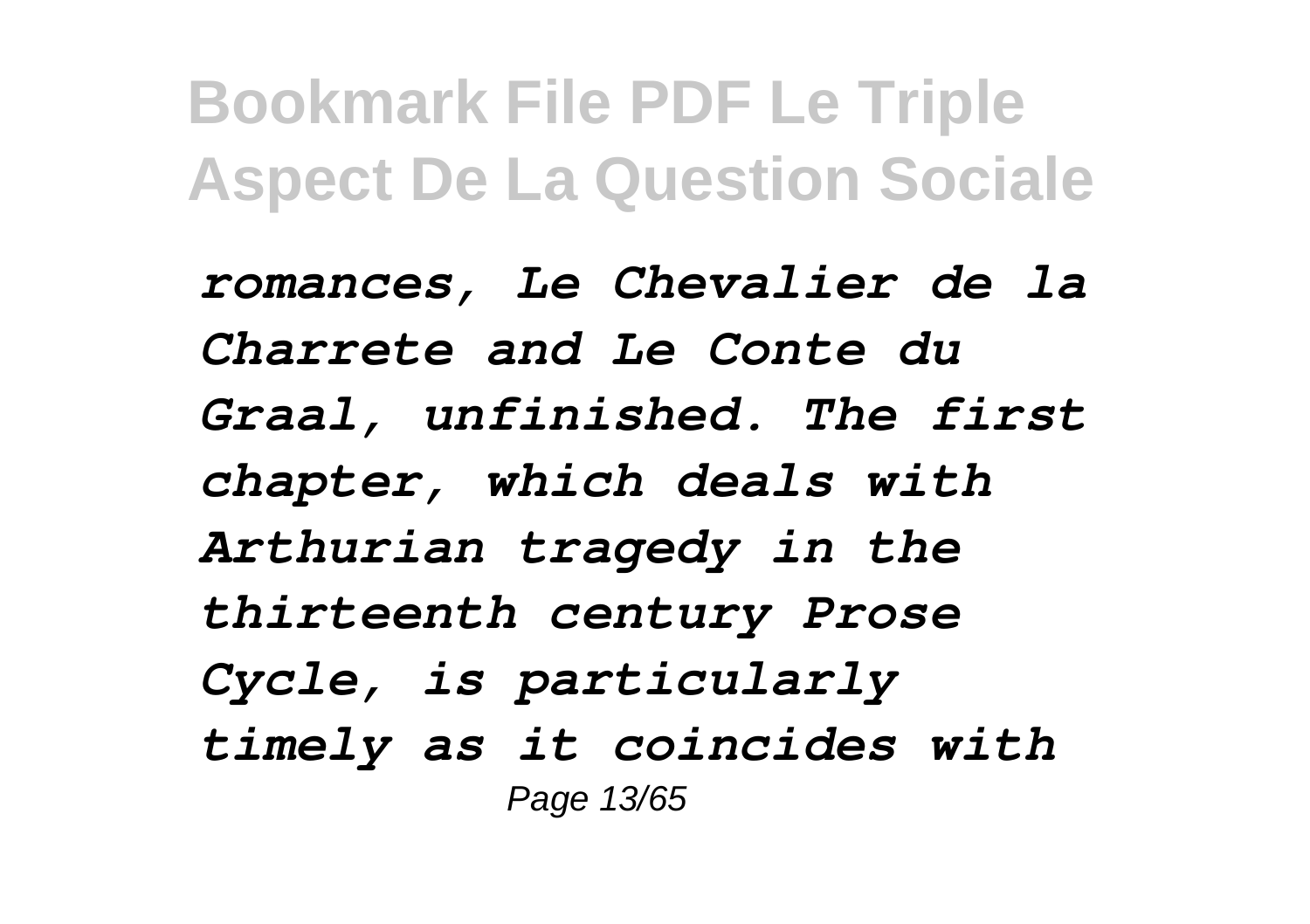*romances, Le Chevalier de la Charrete and Le Conte du Graal, unfinished. The first chapter, which deals with Arthurian tragedy in the thirteenth century Prose Cycle, is particularly timely as it coincides with*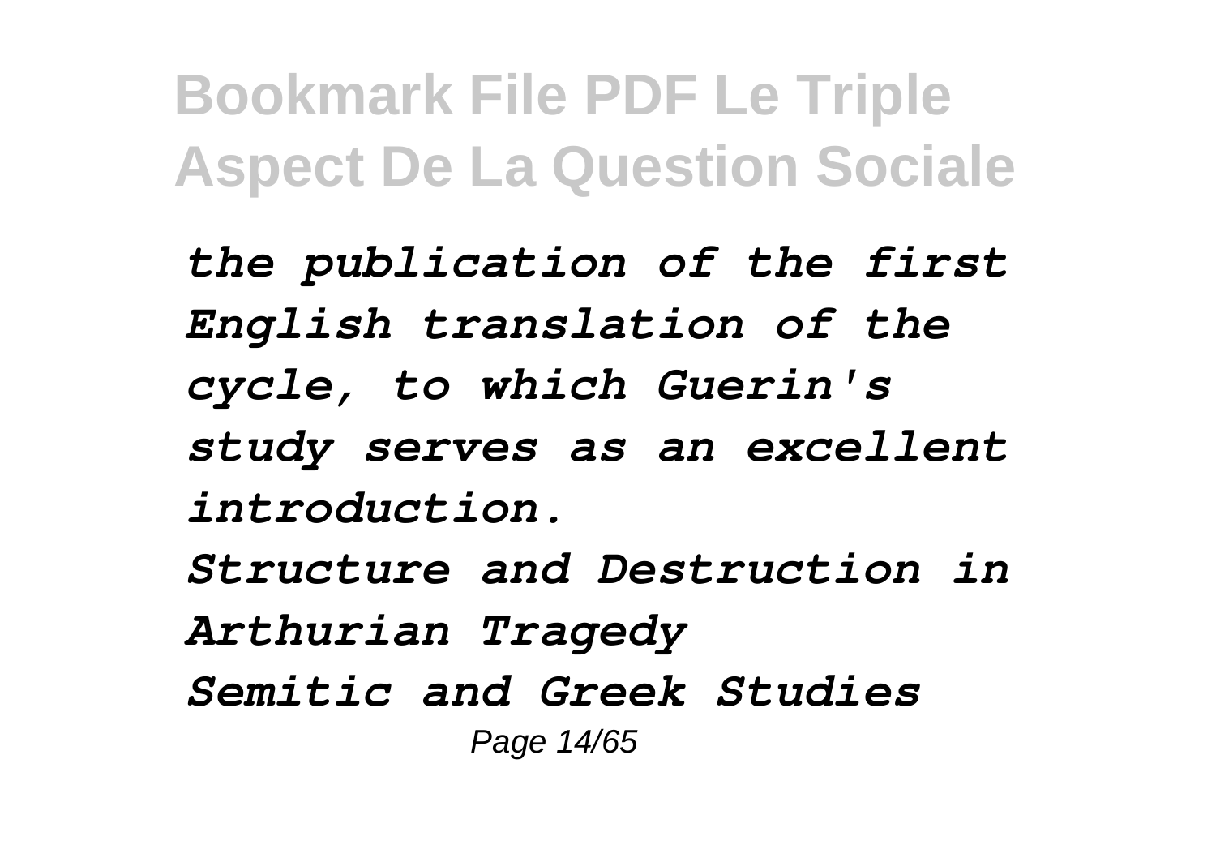*the publication of the first English translation of the cycle, to which Guerin's study serves as an excellent introduction.*

*Structure and Destruction in Arthurian Tragedy*

*Semitic and Greek Studies*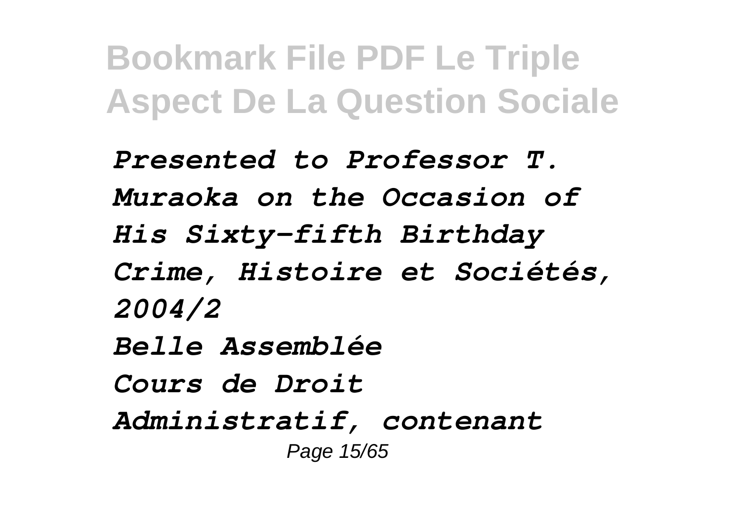*Presented to Professor T. Muraoka on the Occasion of His Sixty-fifth Birthday*
*Crime, Histoire et Sociétés, 2004/2*
*Belle Assemblée*
*Cours de Droit Administratif, contenant*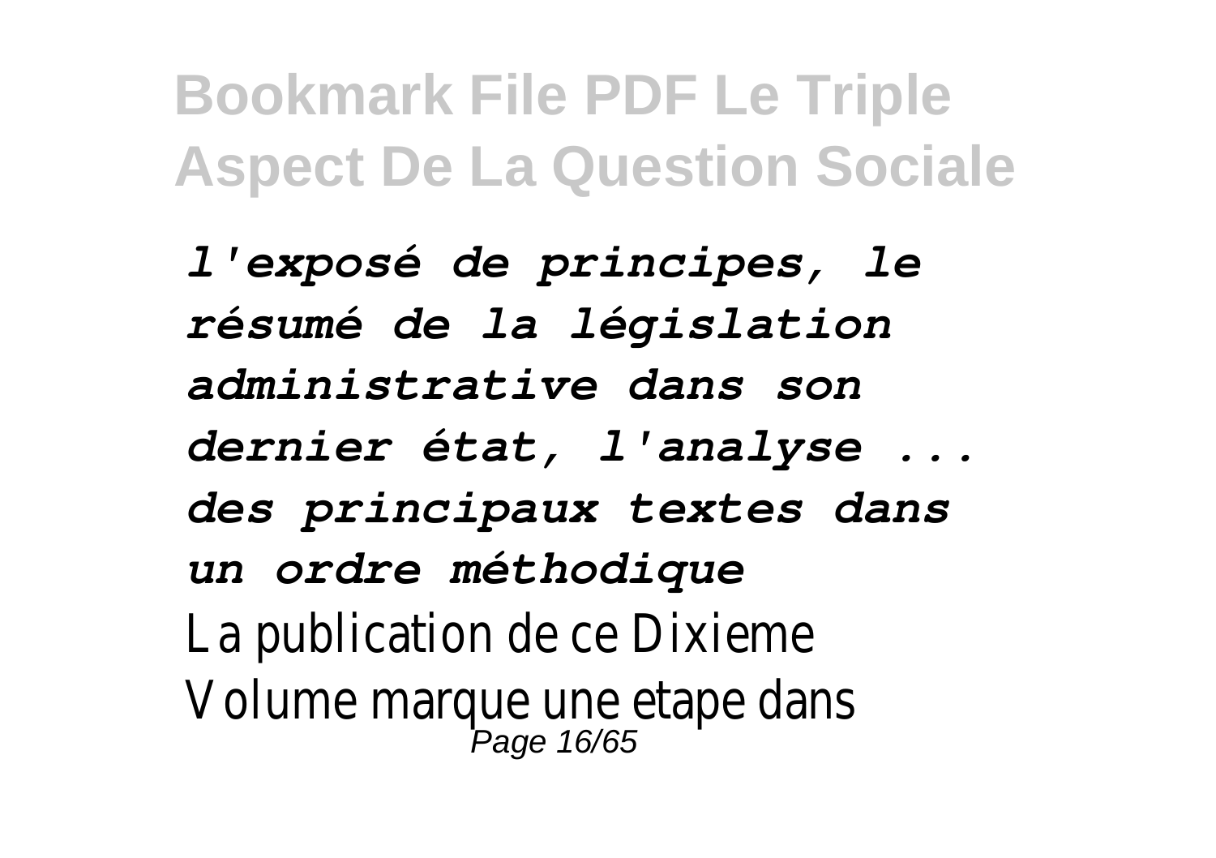*l'exposé de principes, le résumé de la législation administrative dans son dernier état, l'analyse ... des principaux textes dans un ordre méthodique*

La publication de ce Dixieme Volume marque une etape dans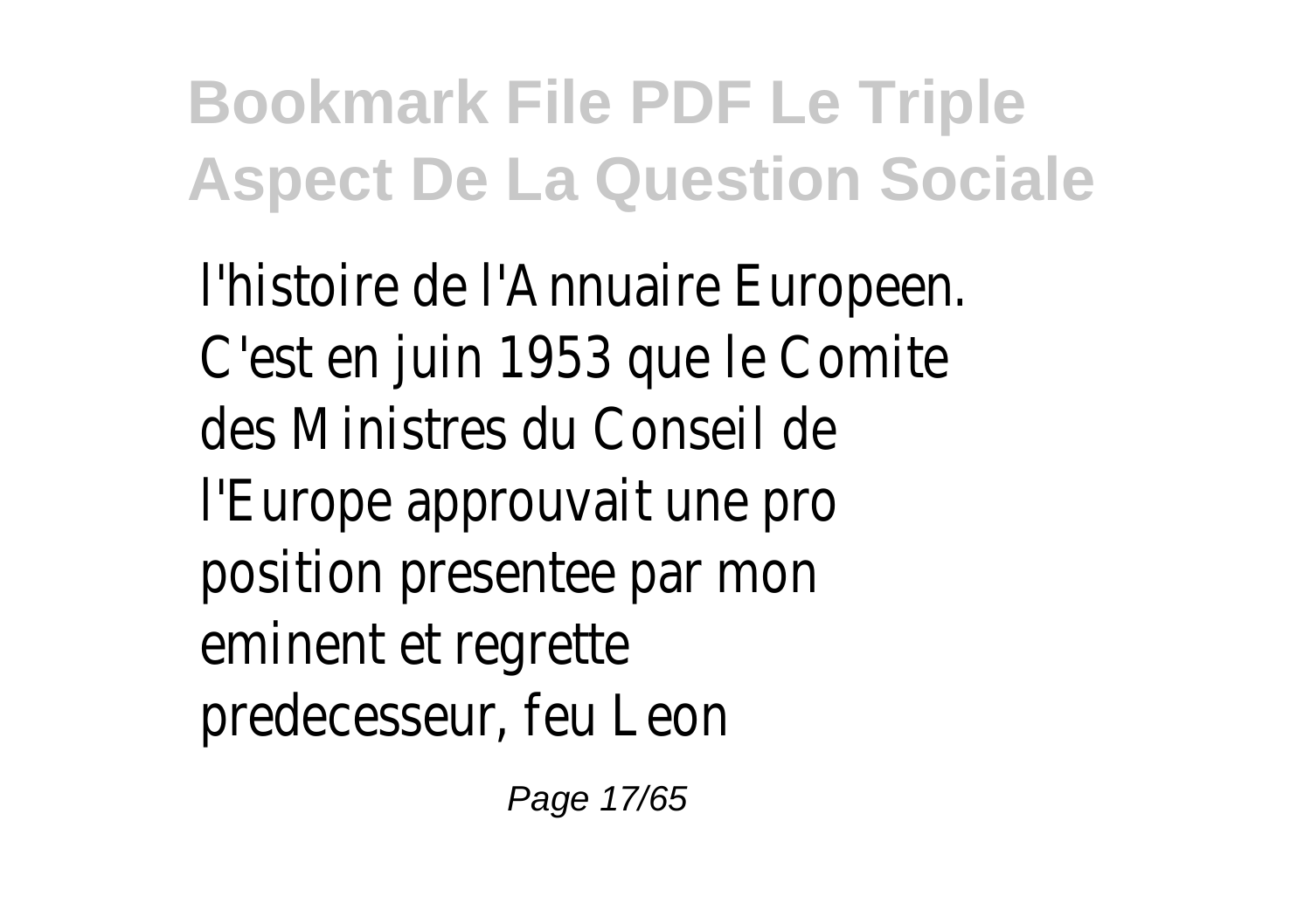l'histoire de l'Annuaire Europeen. C'est en juin 1953 que le Comite des Ministres du Conseil de l'Europe approuvait une pro position presentee par mon eminent et regrette predecesseur, feu Leon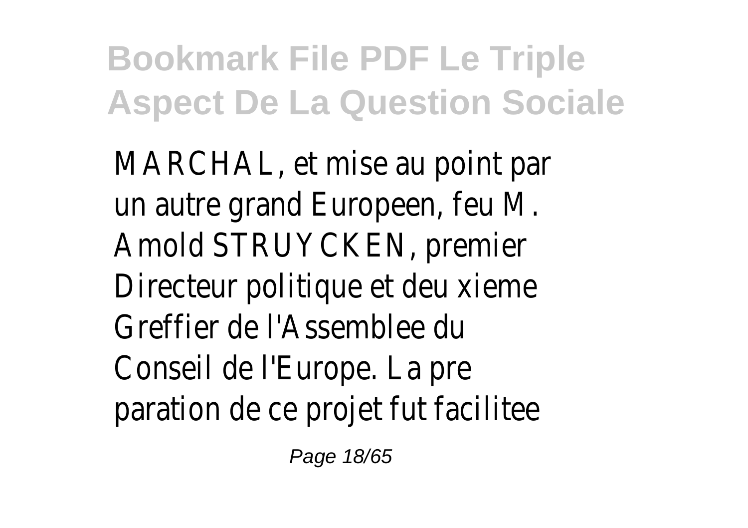MARCHAL, et mise au point par un autre grand Europeen, feu M. Amold STRUYCKEN, premier Directeur politique et deu xieme Greffier de l'Assemblee du Conseil de l'Europe. La pre paration de ce projet fut facilitee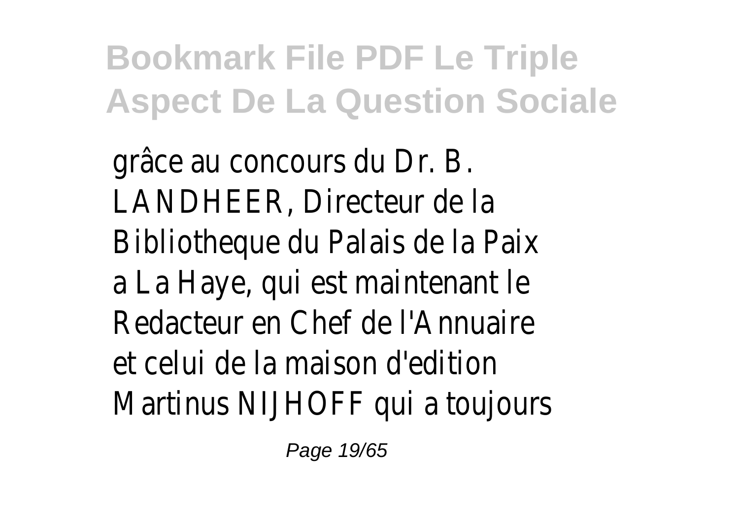grâce au concours du Dr. B. LANDHEER, Directeur de la Bibliotheque du Palais de la Paix a La Haye, qui est maintenant le Redacteur en Chef de l'Annuaire et celui de la maison d'edition Martinus NIJHOFF qui a toujours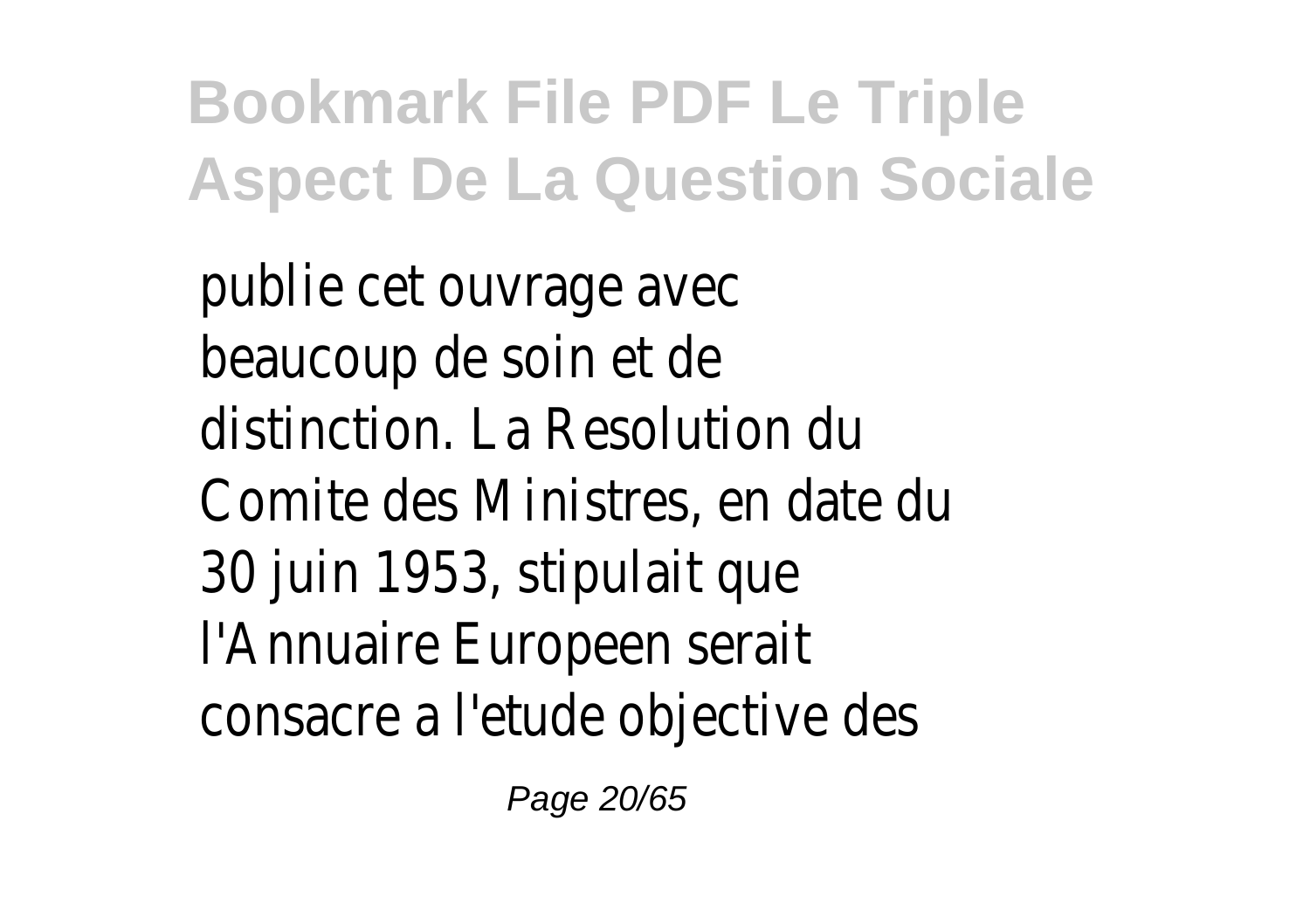publie cet ouvrage avec beaucoup de soin et de distinction. La Resolution du Comite des Ministres, en date du 30 juin 1953, stipulait que l'Annuaire Europeen serait consacre a l'etude objective des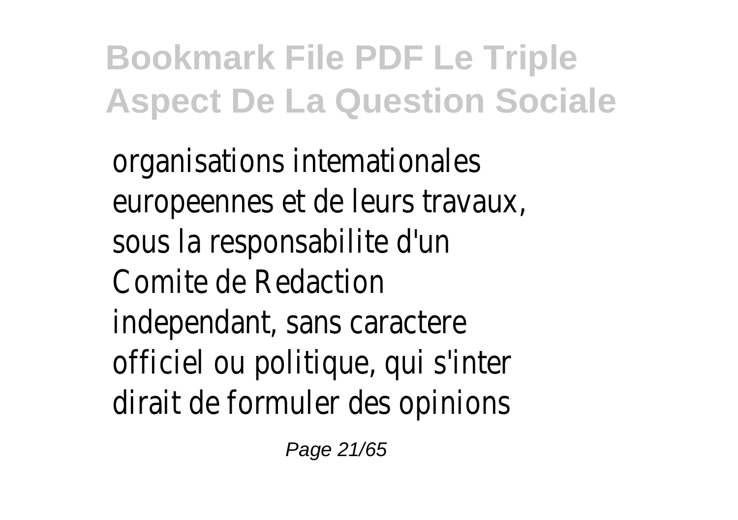organisations intemationales europeennes et de leurs travaux, sous la responsabilite d'un Comite de Redaction independant, sans caractere officiel ou politique, qui s'inter dirait de formuler des opinions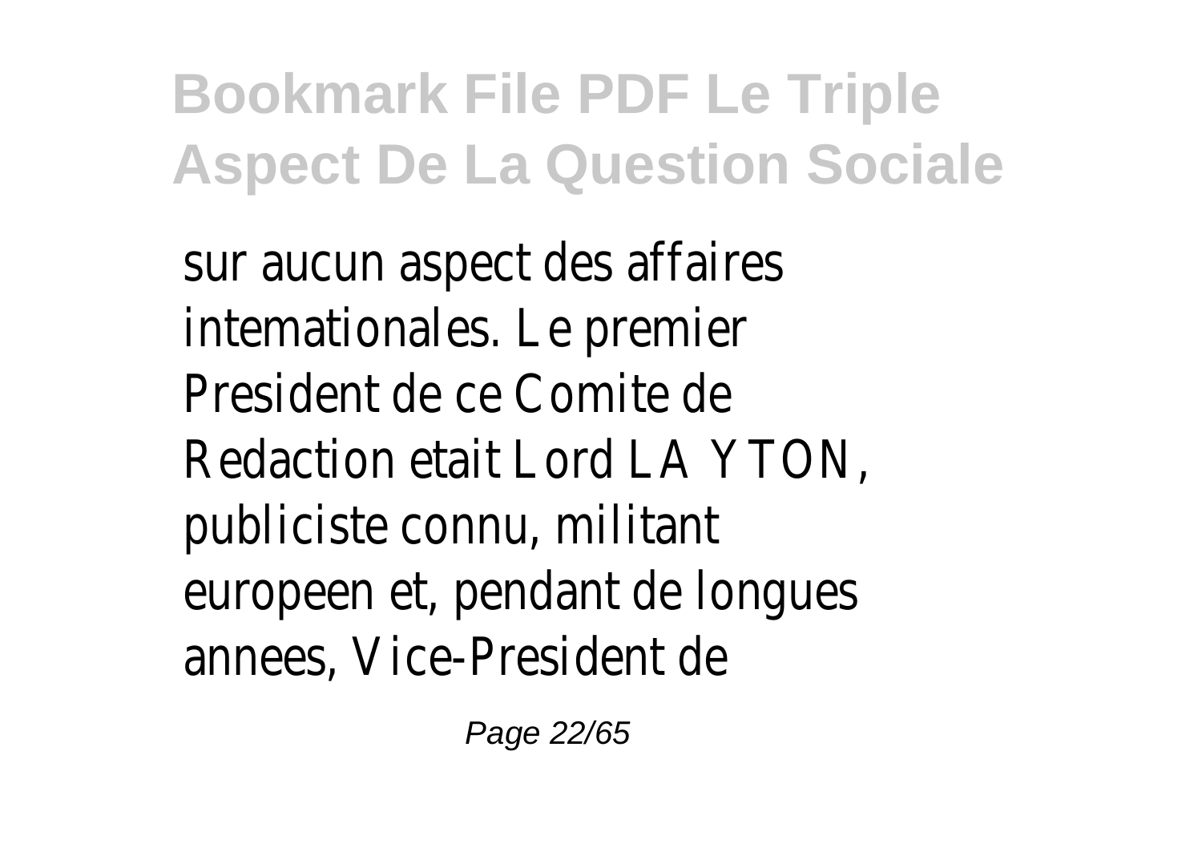sur aucun aspect des affaires intemationales. Le premier President de ce Comite de Redaction etait Lord LA YTON, publiciste connu, militant europeen et, pendant de longues annees, Vice-President de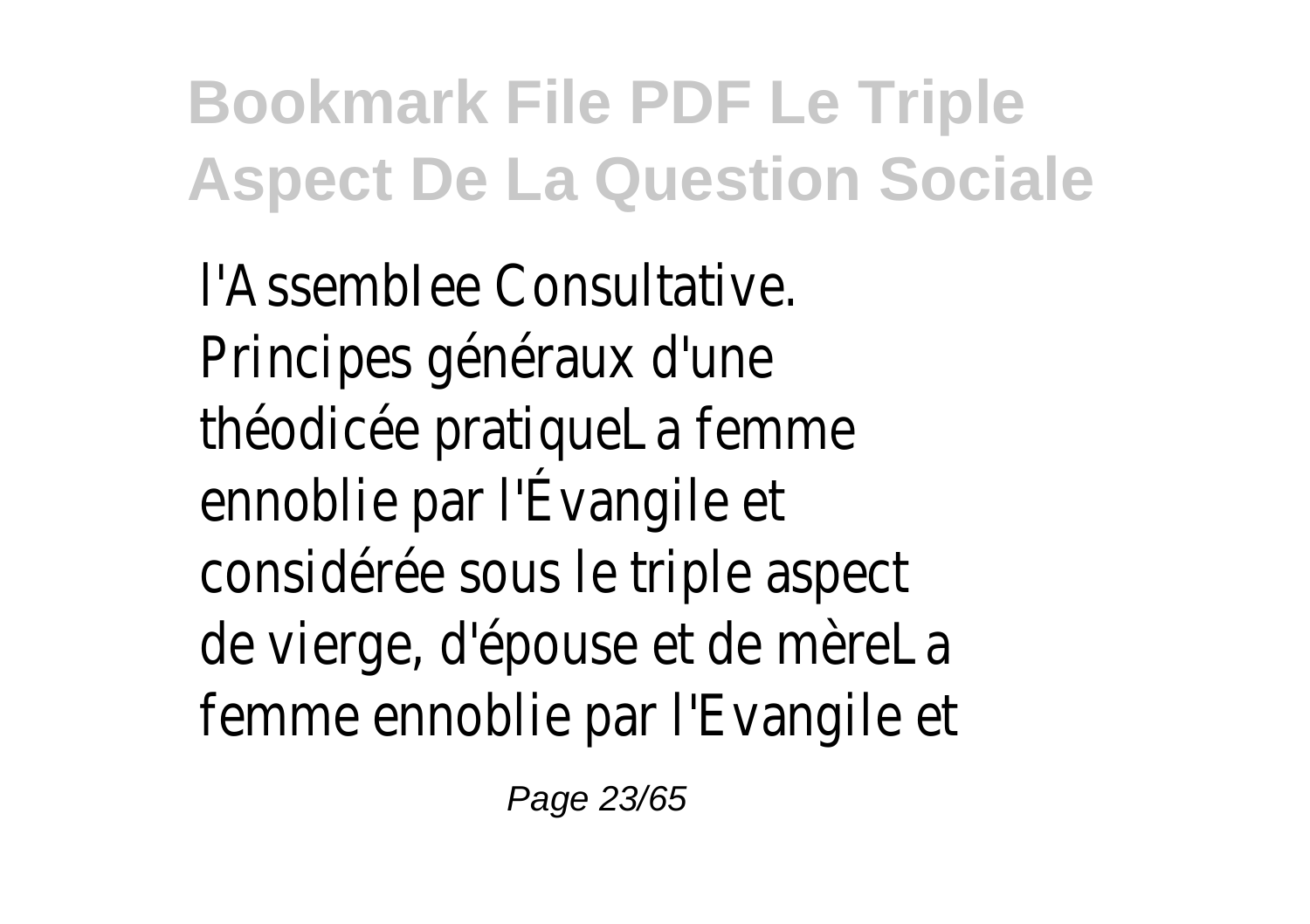l'Assemblee Consultative. Principes généraux d'une théodicée pratiqueLa femme ennoblie par l'Évangile et considérée sous le triple aspect de vierge, d'épouse et de mèreLa femme ennoblie par l'Evangile et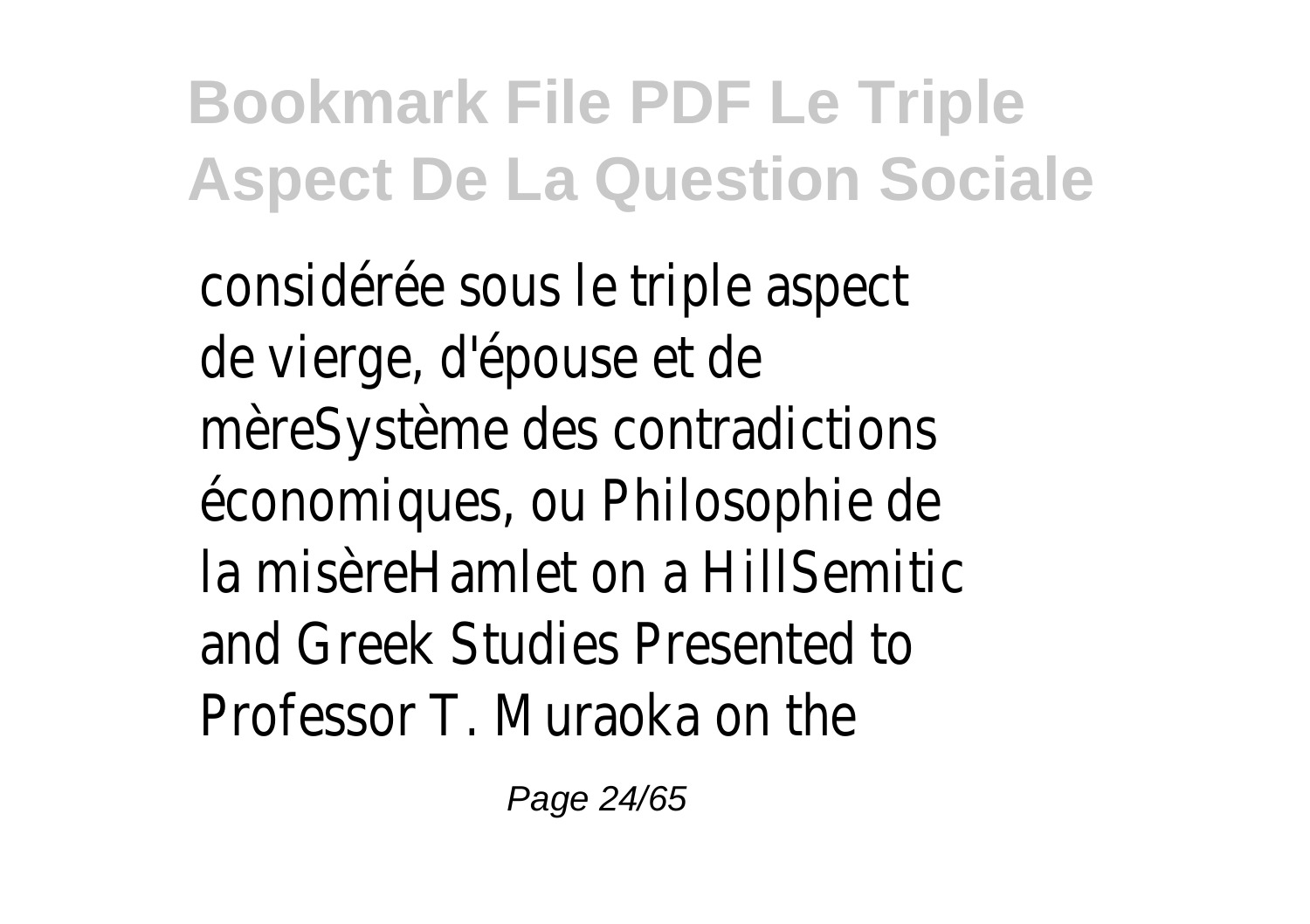considérée sous le triple aspect de vierge, d'épouse et de mèreSystème des contradictions économiques, ou Philosophie de la misèreHamlet on a HillSemitic and Greek Studies Presented to Professor T. Muraoka on the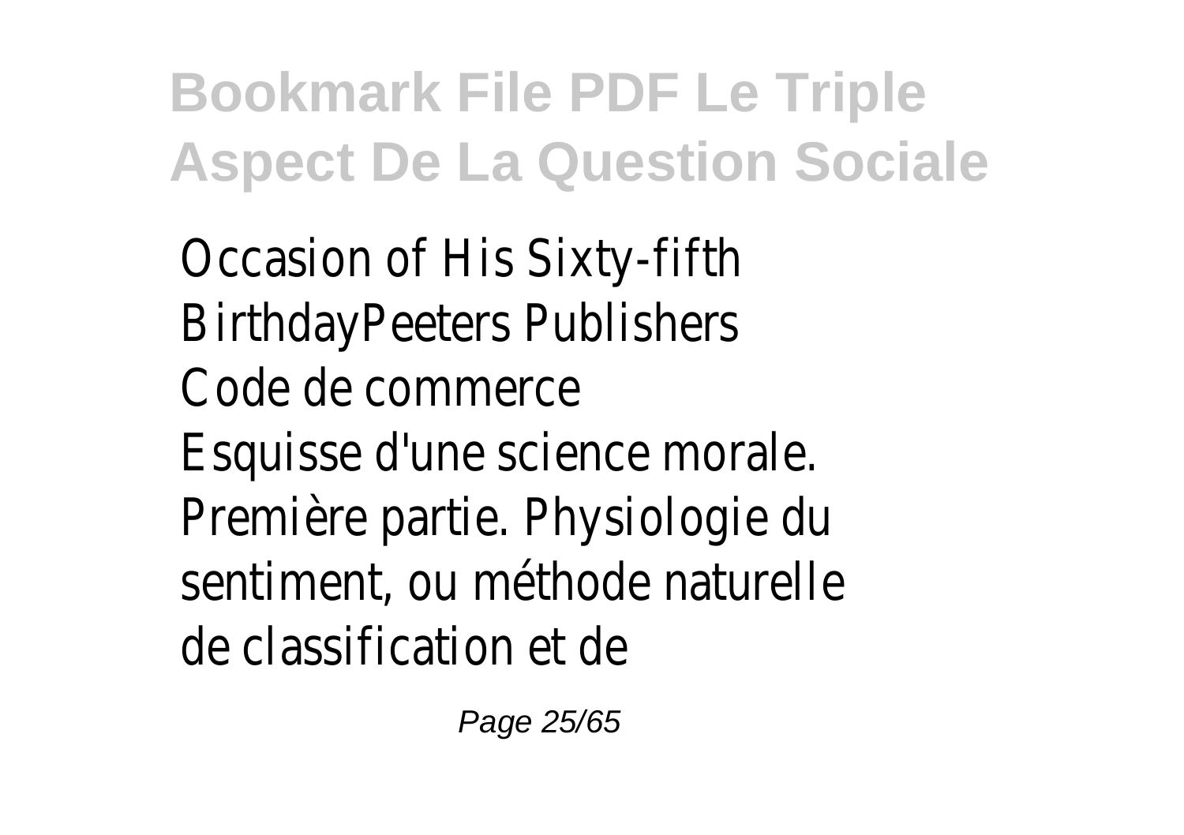Occasion of His Sixty-fifth BirthdayPeeters Publishers
Code de commerce
Esquisse d'une science morale. Première partie. Physiologie du sentiment, ou méthode naturelle de classification et de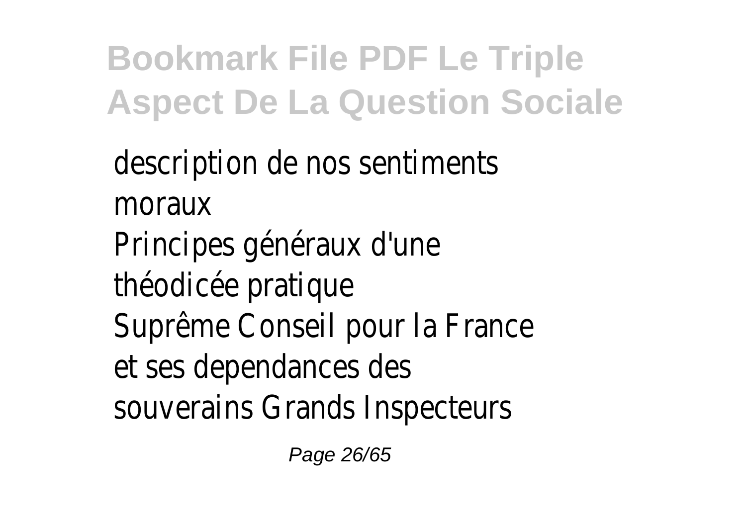description de nos sentiments moraux
Principes généraux d'une théodicée pratique
Suprême Conseil pour la France et ses dependances des souverains Grands Inspecteurs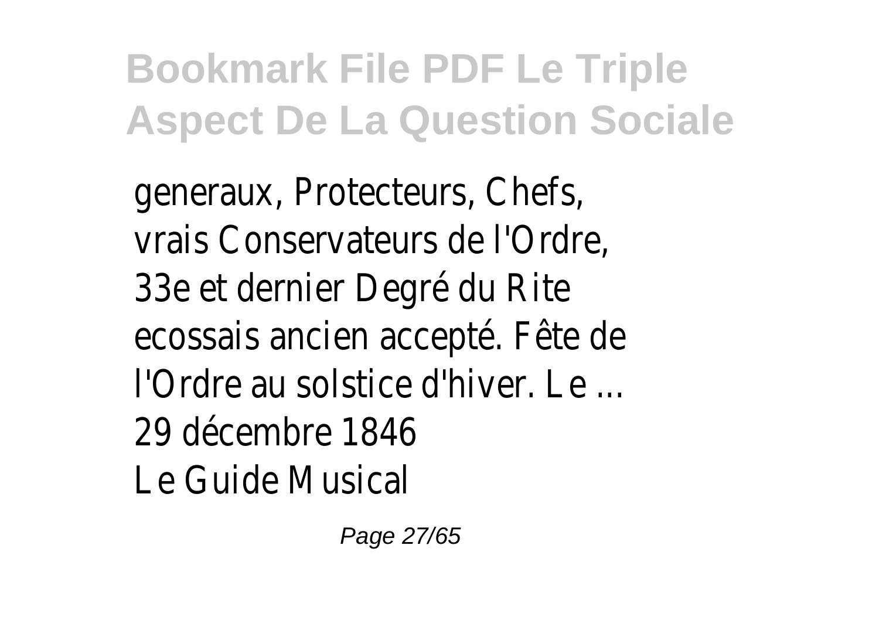generaux, Protecteurs, Chefs, vrais Conservateurs de l'Ordre, 33e et dernier Degré du Rite ecossais ancien accepté. Fête de l'Ordre au solstice d'hiver. Le ... 29 décembre 1846

Le Guide Musical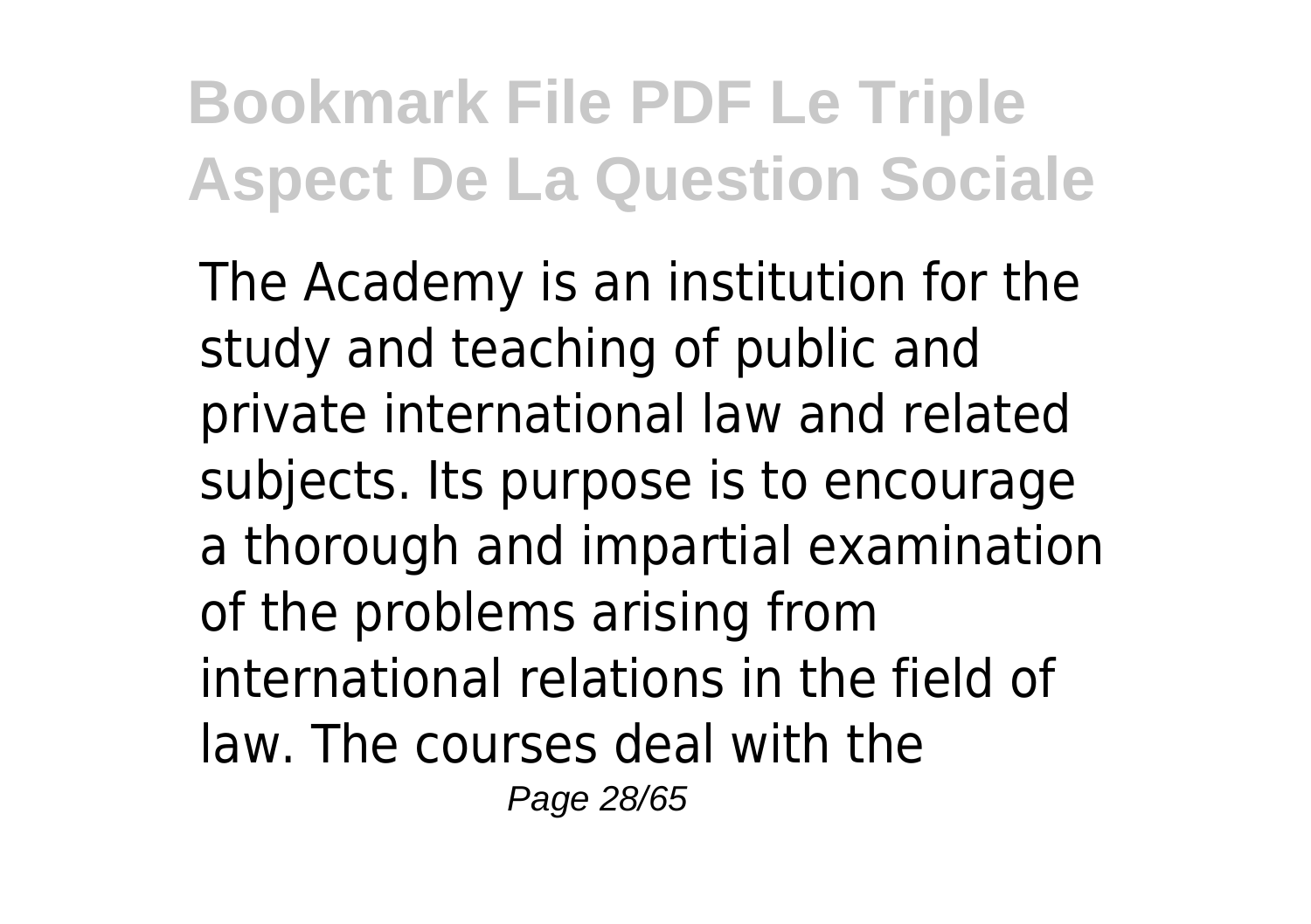The Academy is an institution for the study and teaching of public and private international law and related subjects. Its purpose is to encourage a thorough and impartial examination of the problems arising from international relations in the field of law. The courses deal with the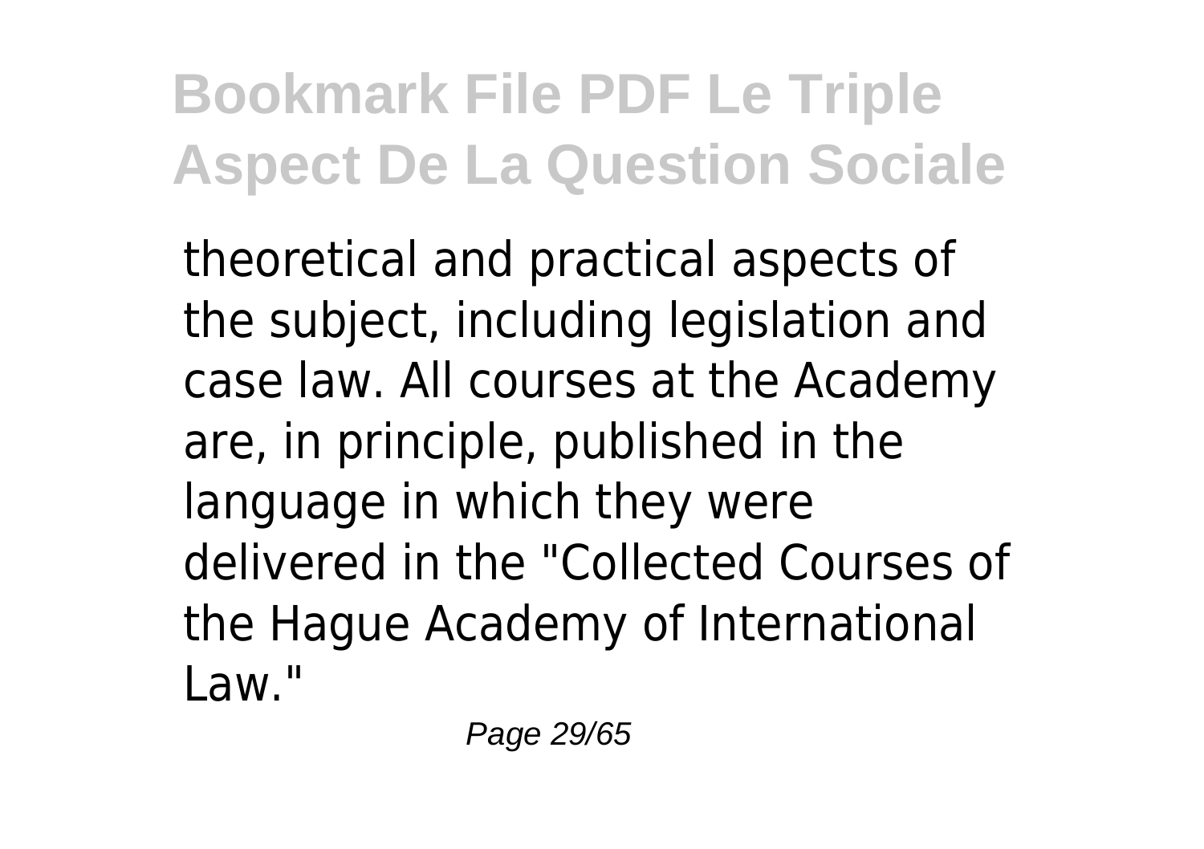theoretical and practical aspects of the subject, including legislation and case law. All courses at the Academy are, in principle, published in the language in which they were delivered in the "Collected Courses of the Hague Academy of International Law."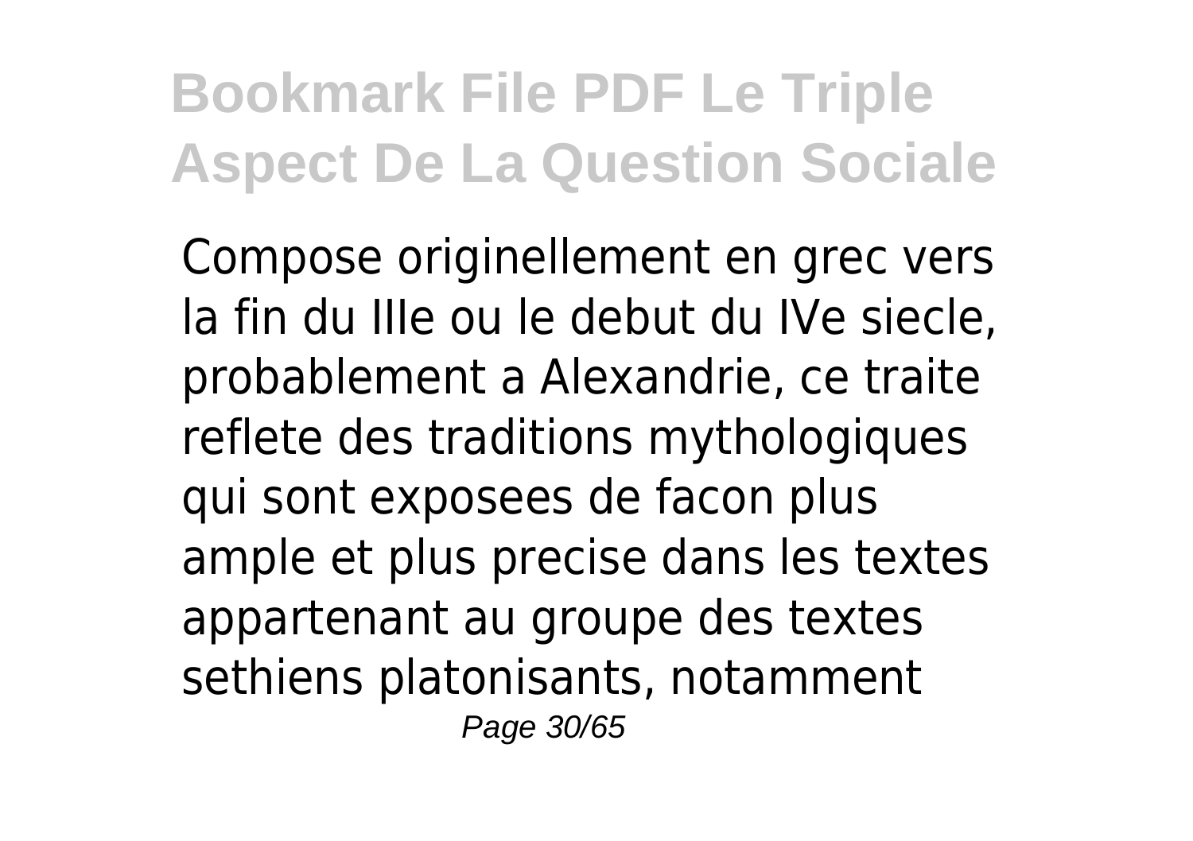Compose originellement en grec vers la fin du IIIe ou le debut du IVe siecle, probablement a Alexandrie, ce traite reflete des traditions mythologiques qui sont exposees de facon plus ample et plus precise dans les textes appartenant au groupe des textes sethiens platonisants, notamment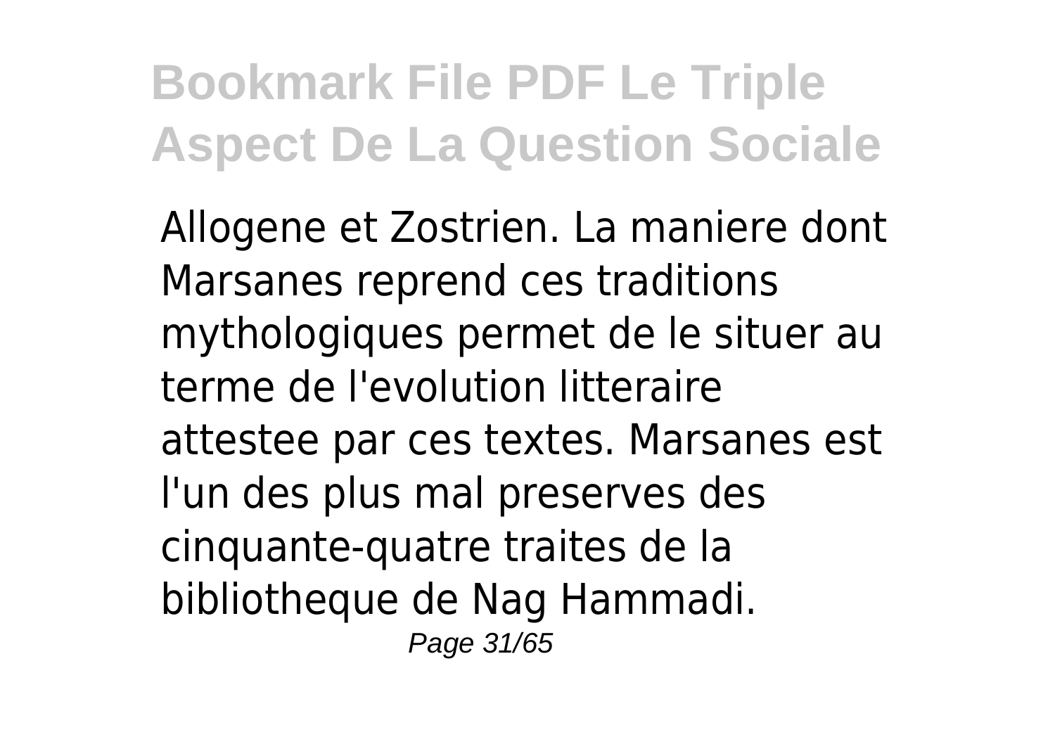Allogene et Zostrien. La maniere dont Marsanes reprend ces traditions mythologiques permet de le situer au terme de l'evolution litteraire attestee par ces textes. Marsanes est l'un des plus mal preserves des cinquante-quatre traites de la bibliotheque de Nag Hammadi.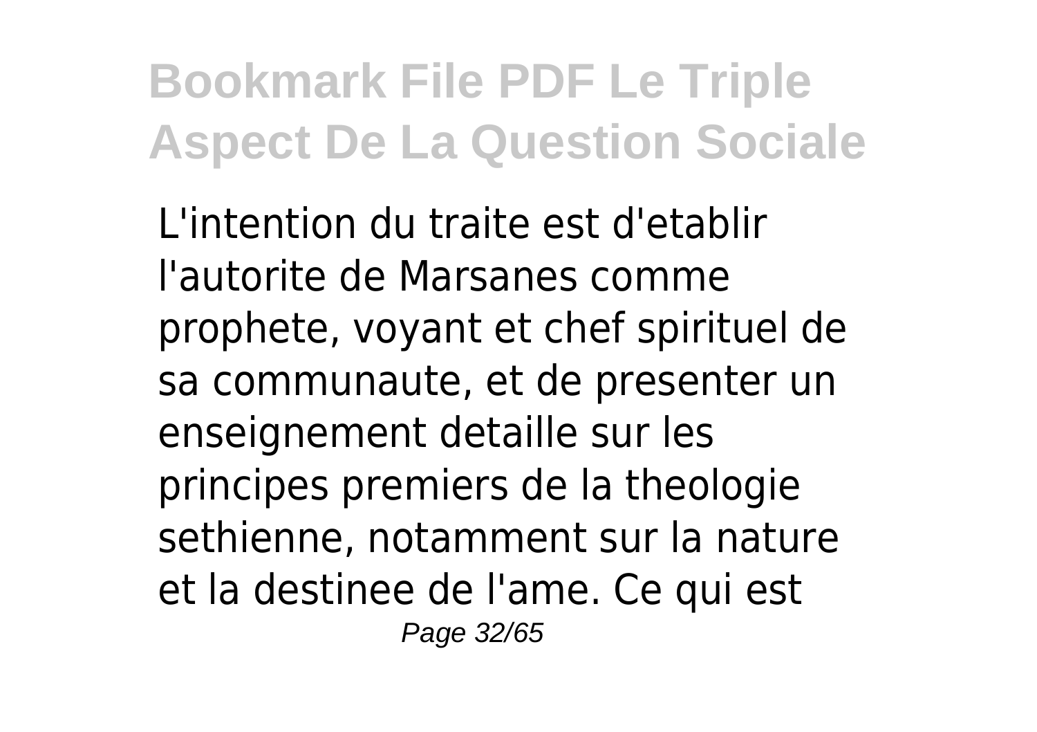L'intention du traite est d'etablir l'autorite de Marsanes comme prophete, voyant et chef spirituel de sa communaute, et de presenter un enseignement detaille sur les principes premiers de la theologie sethienne, notamment sur la nature et la destinee de l'ame. Ce qui est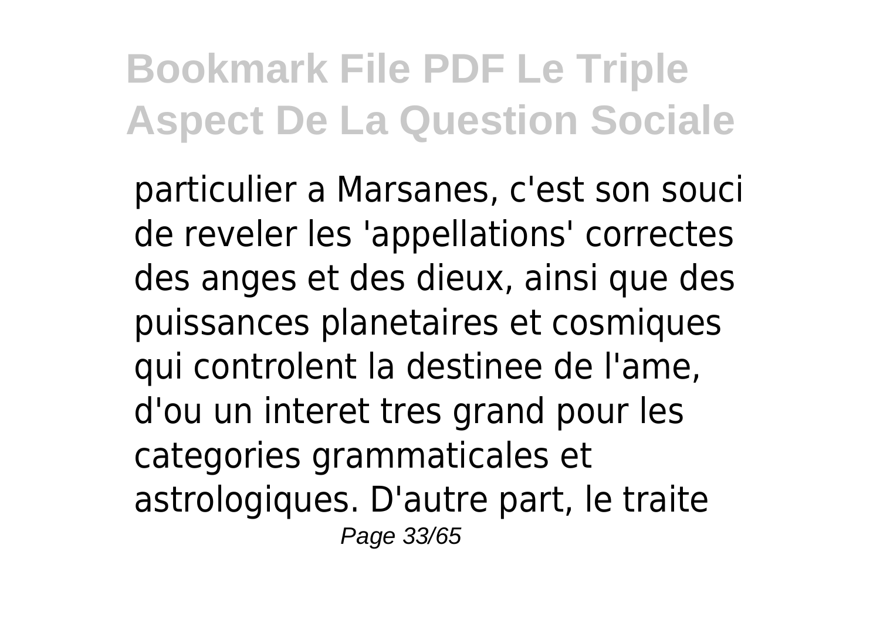particulier a Marsanes, c'est son souci de reveler les 'appellations' correctes des anges et des dieux, ainsi que des puissances planetaires et cosmiques qui controlent la destinee de l'ame, d'ou un interet tres grand pour les categories grammaticales et astrologiques. D'autre part, le traite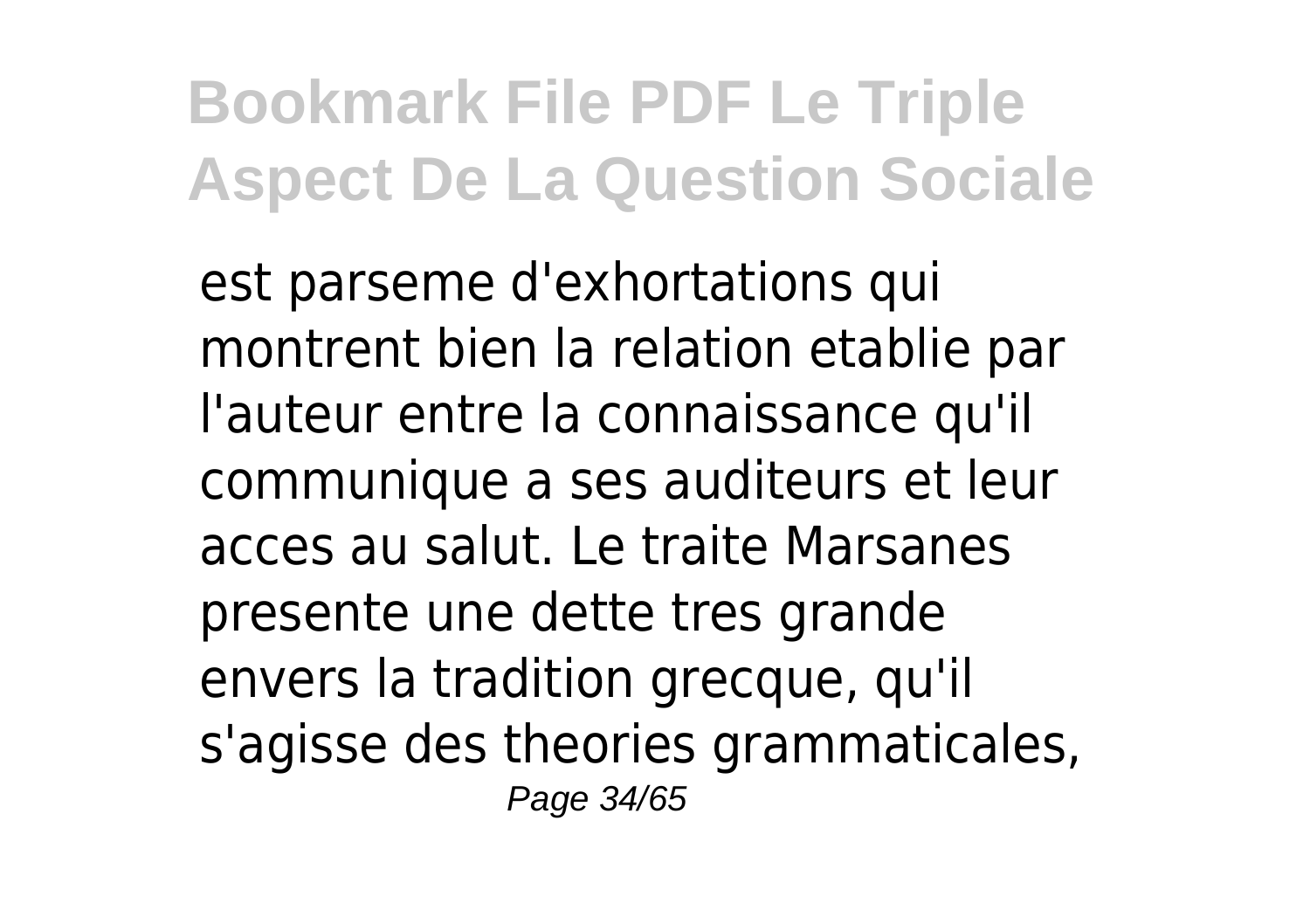est parseme d'exhortations qui montrent bien la relation etablie par l'auteur entre la connaissance qu'il communique a ses auditeurs et leur acces au salut. Le traite Marsanes presente une dette tres grande envers la tradition grecque, qu'il s'agisse des theories grammaticales,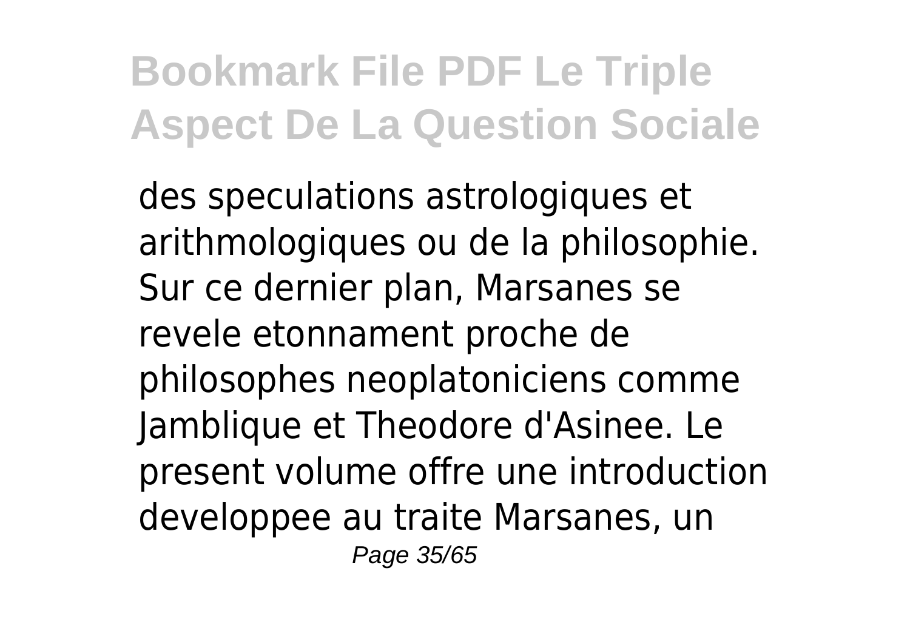des speculations astrologiques et arithmologiques ou de la philosophie. Sur ce dernier plan, Marsanes se revele etonnament proche de philosophes neoplatoniciens comme Jamblique et Theodore d'Asinee. Le present volume offre une introduction developpee au traite Marsanes, un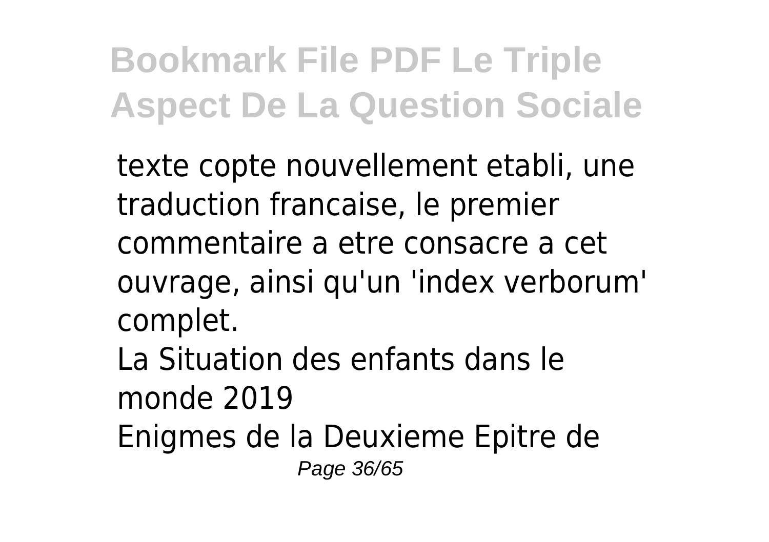texte copte nouvellement etabli, une traduction francaise, le premier commentaire a etre consacre a cet ouvrage, ainsi qu'un 'index verborum' complet.

La Situation des enfants dans le monde 2019

Enigmes de la Deuxieme Epitre de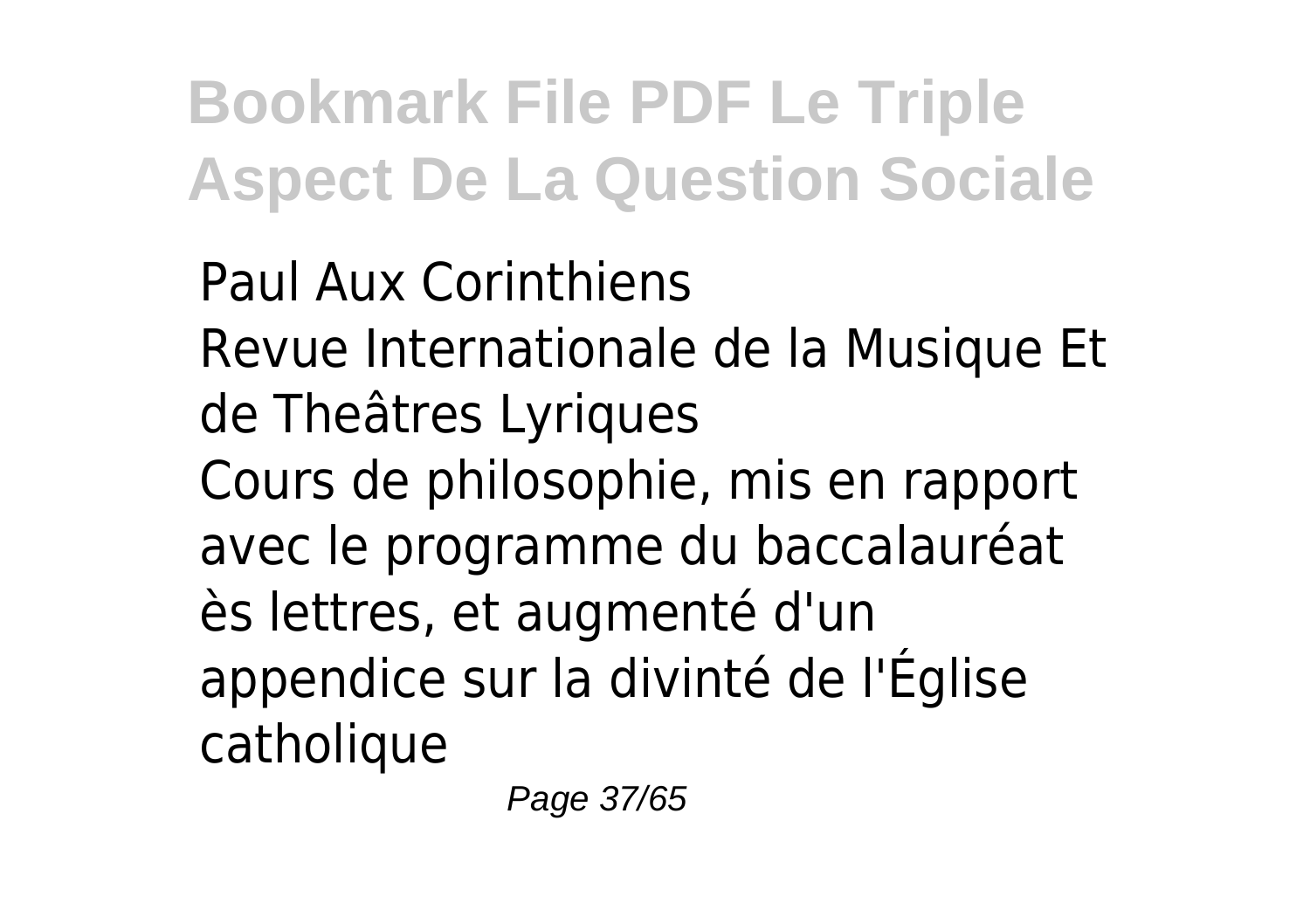Paul Aux Corinthiens
Revue Internationale de la Musique Et de Theâtres Lyriques
Cours de philosophie, mis en rapport avec le programme du baccalauréat ès lettres, et augmenté d'un appendice sur la divinté de l'Église catholique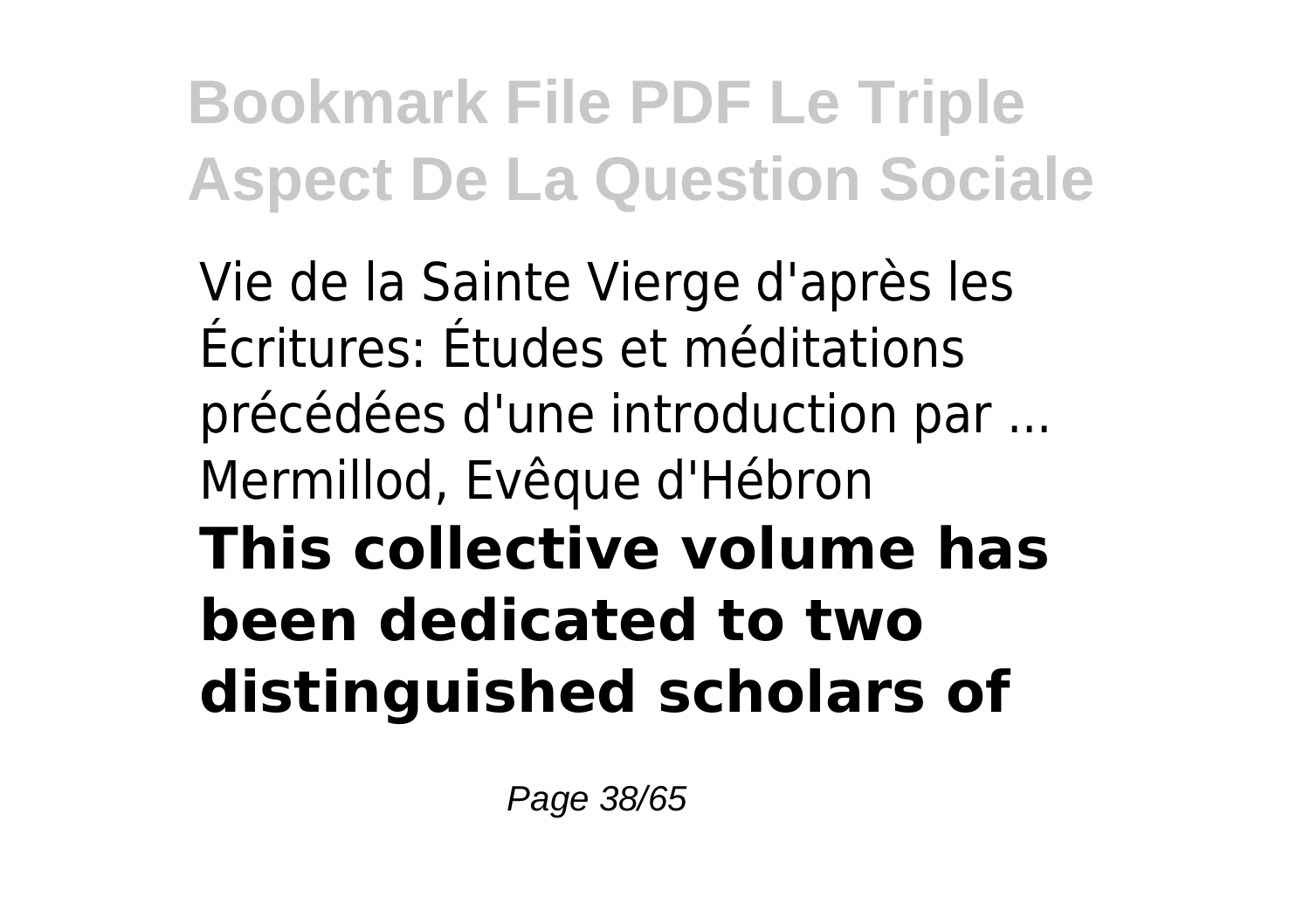Vie de la Sainte Vierge d'après les Écritures: Études et méditations précédées d'une introduction par ... Mermillod, Evêque d'Hébron

**This collective volume has been dedicated to two distinguished scholars of**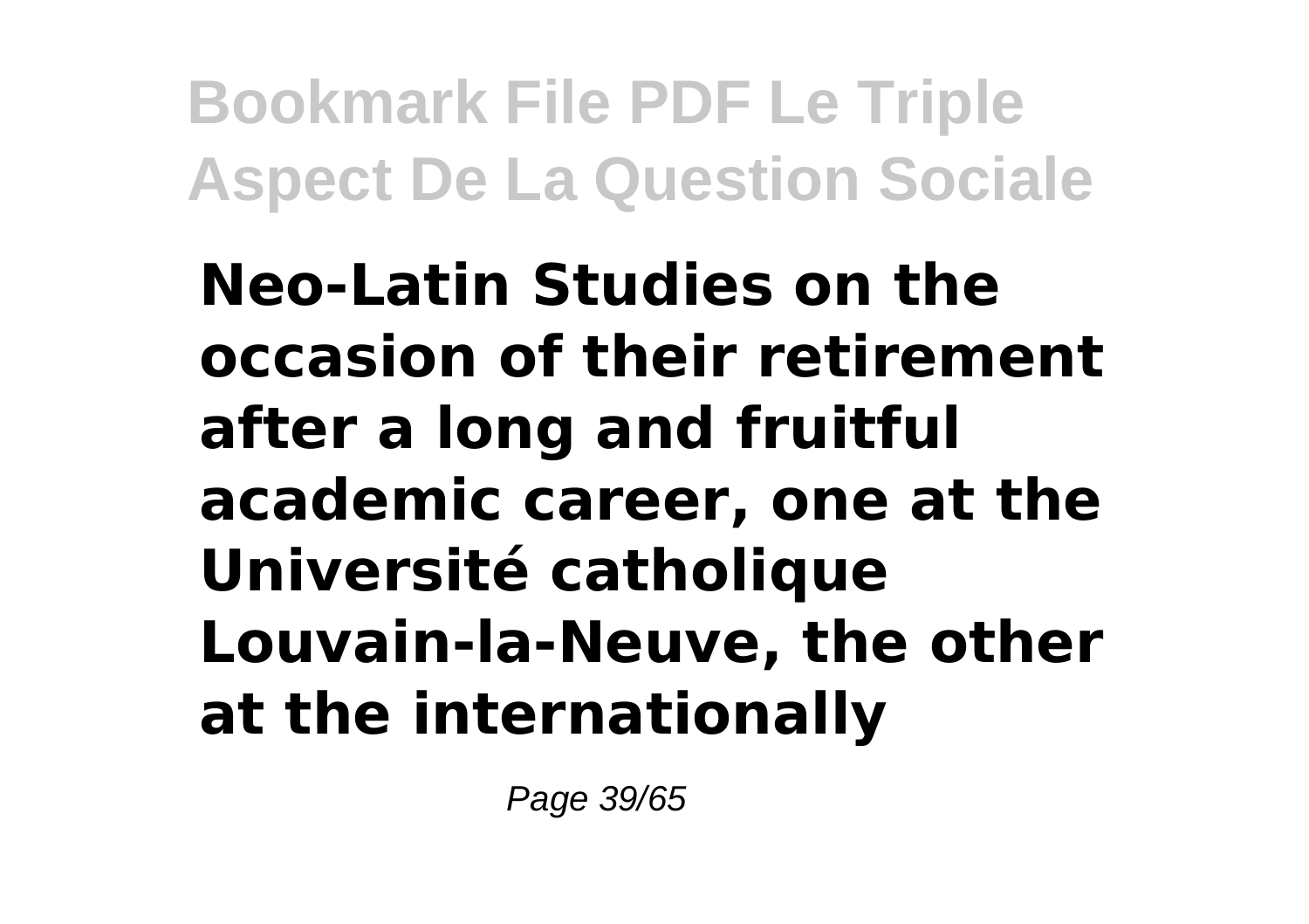**Neo-Latin Studies on the occasion of their retirement after a long and fruitful academic career, one at the Université catholique Louvain-la-Neuve, the other at the internationally**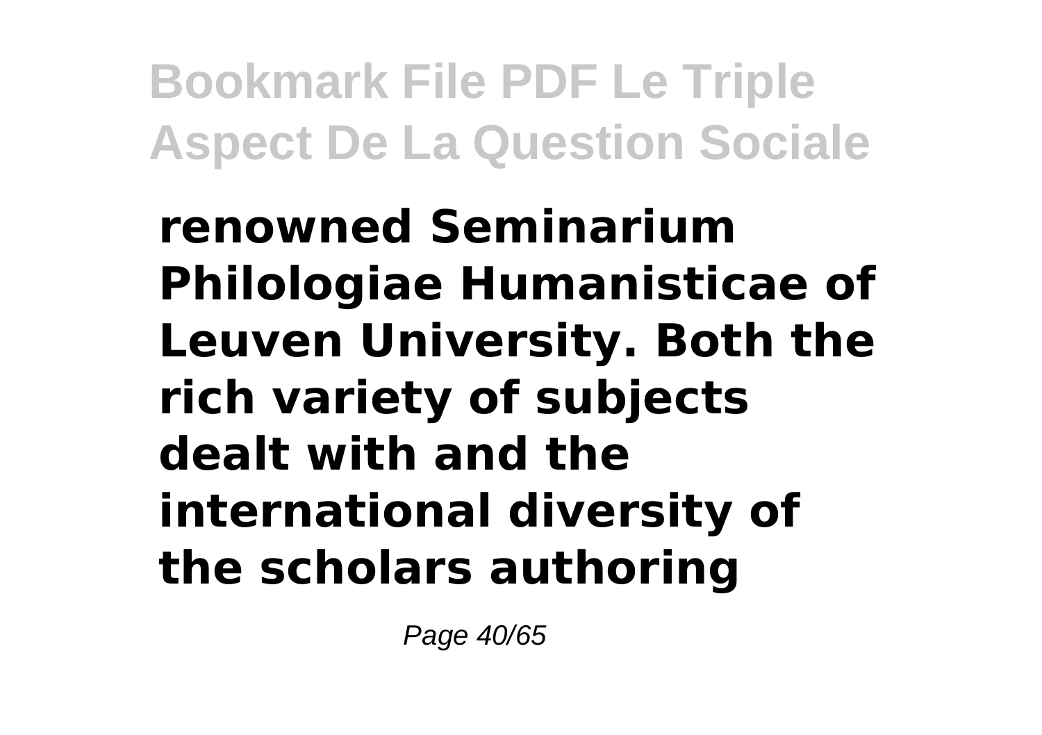**renowned Seminarium Philologiae Humanisticae of Leuven University. Both the rich variety of subjects dealt with and the international diversity of the scholars authoring**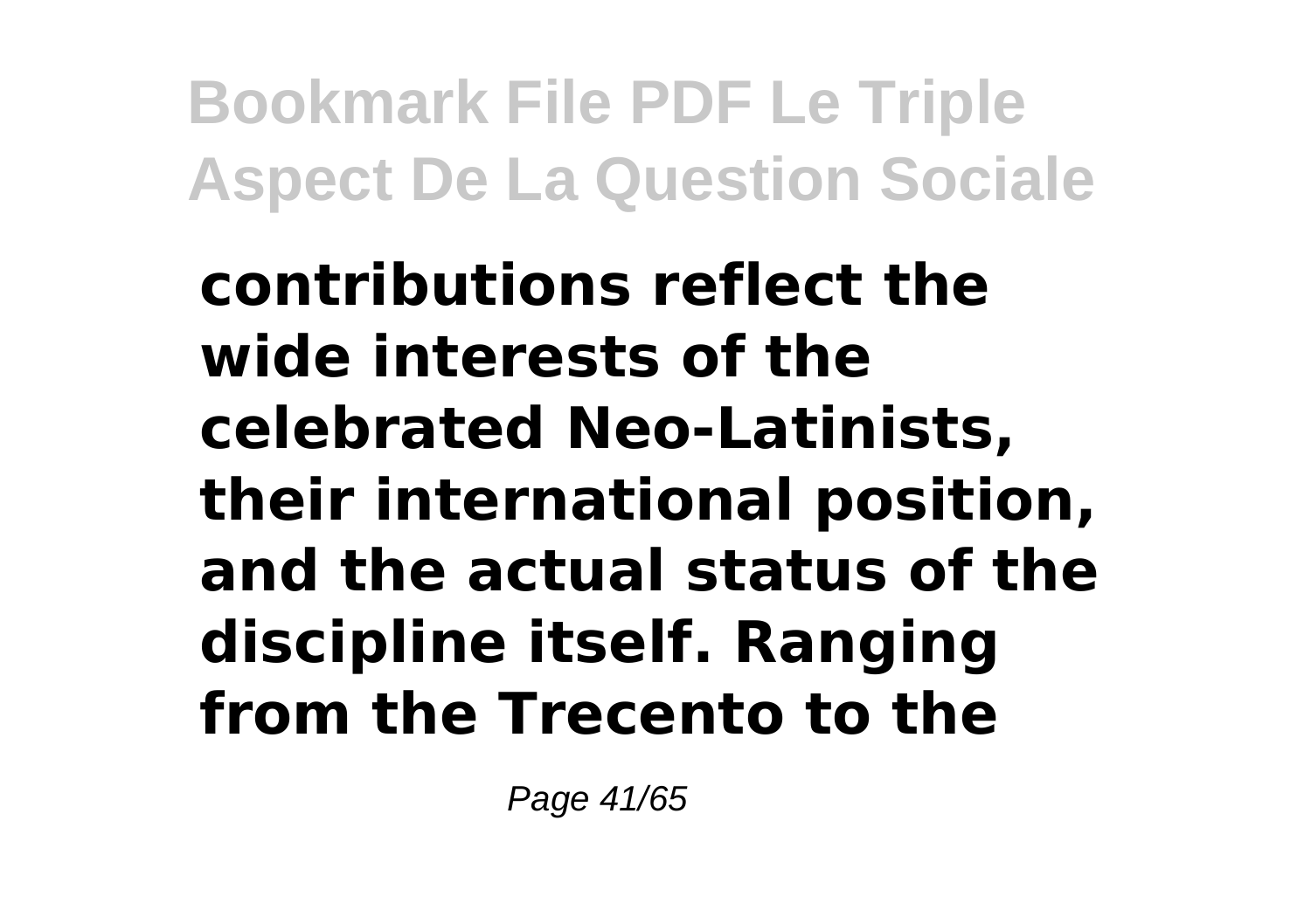**contributions reflect the wide interests of the celebrated Neo-Latinists, their international position, and the actual status of the discipline itself. Ranging from the Trecento to the**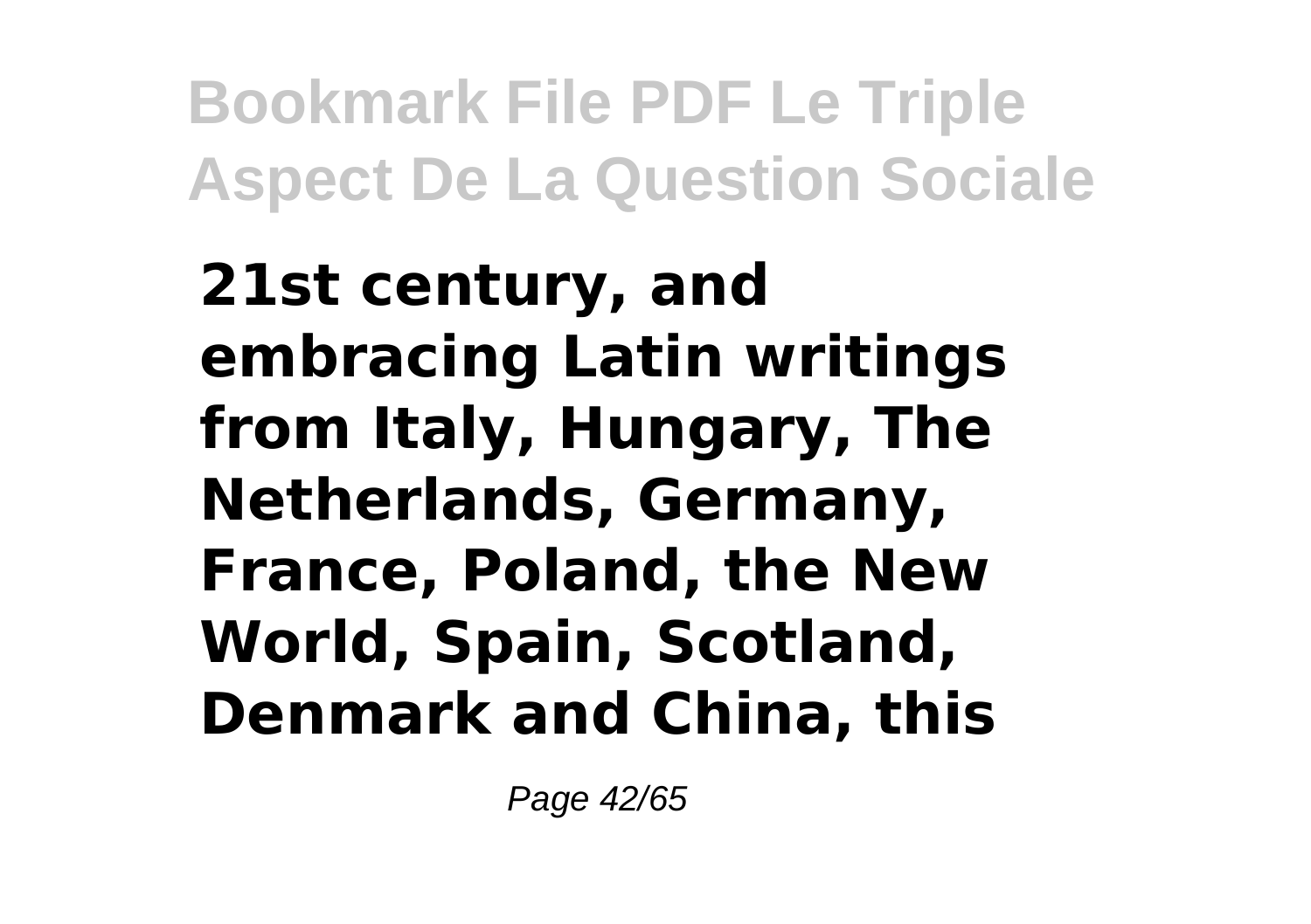**21st century, and embracing Latin writings from Italy, Hungary, The Netherlands, Germany, France, Poland, the New World, Spain, Scotland, Denmark and China, this**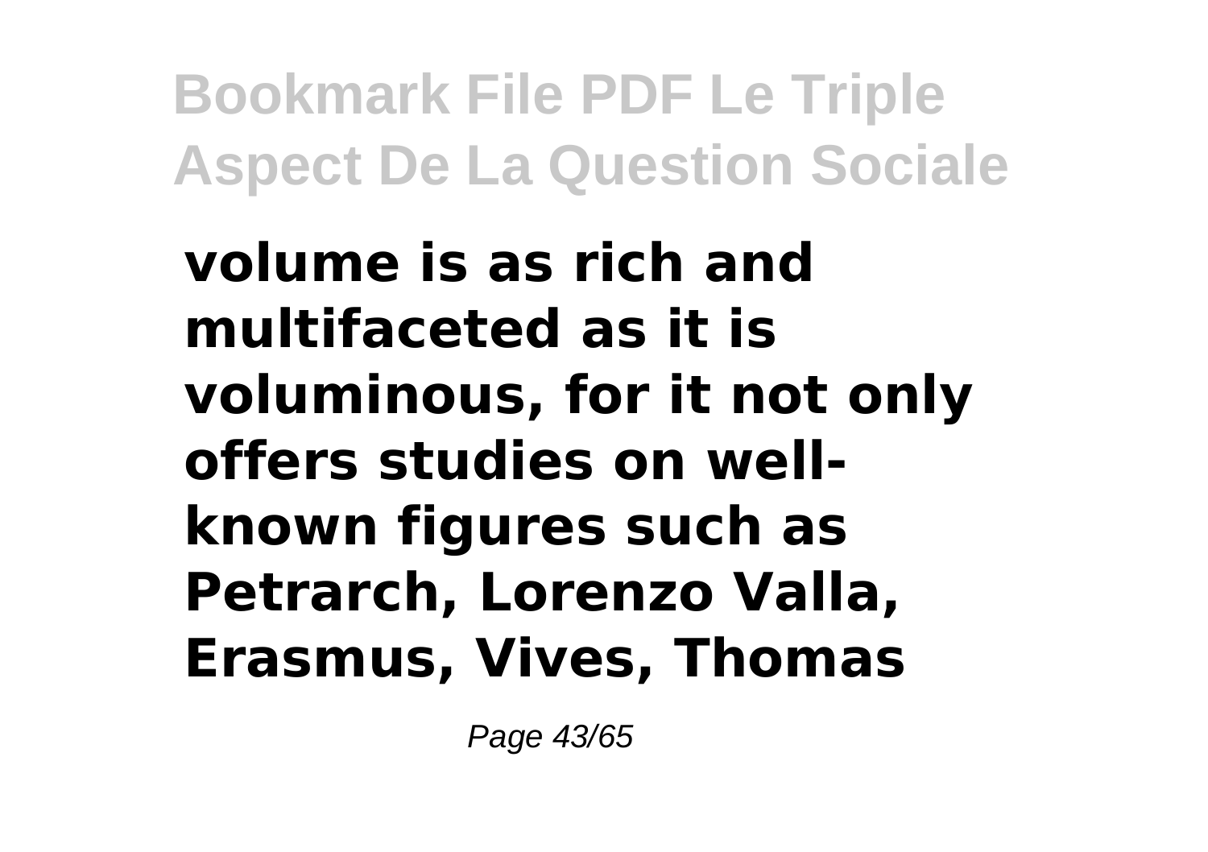**volume is as rich and multifaceted as it is voluminous, for it not only offers studies on well-known figures such as Petrarch, Lorenzo Valla, Erasmus, Vives, Thomas**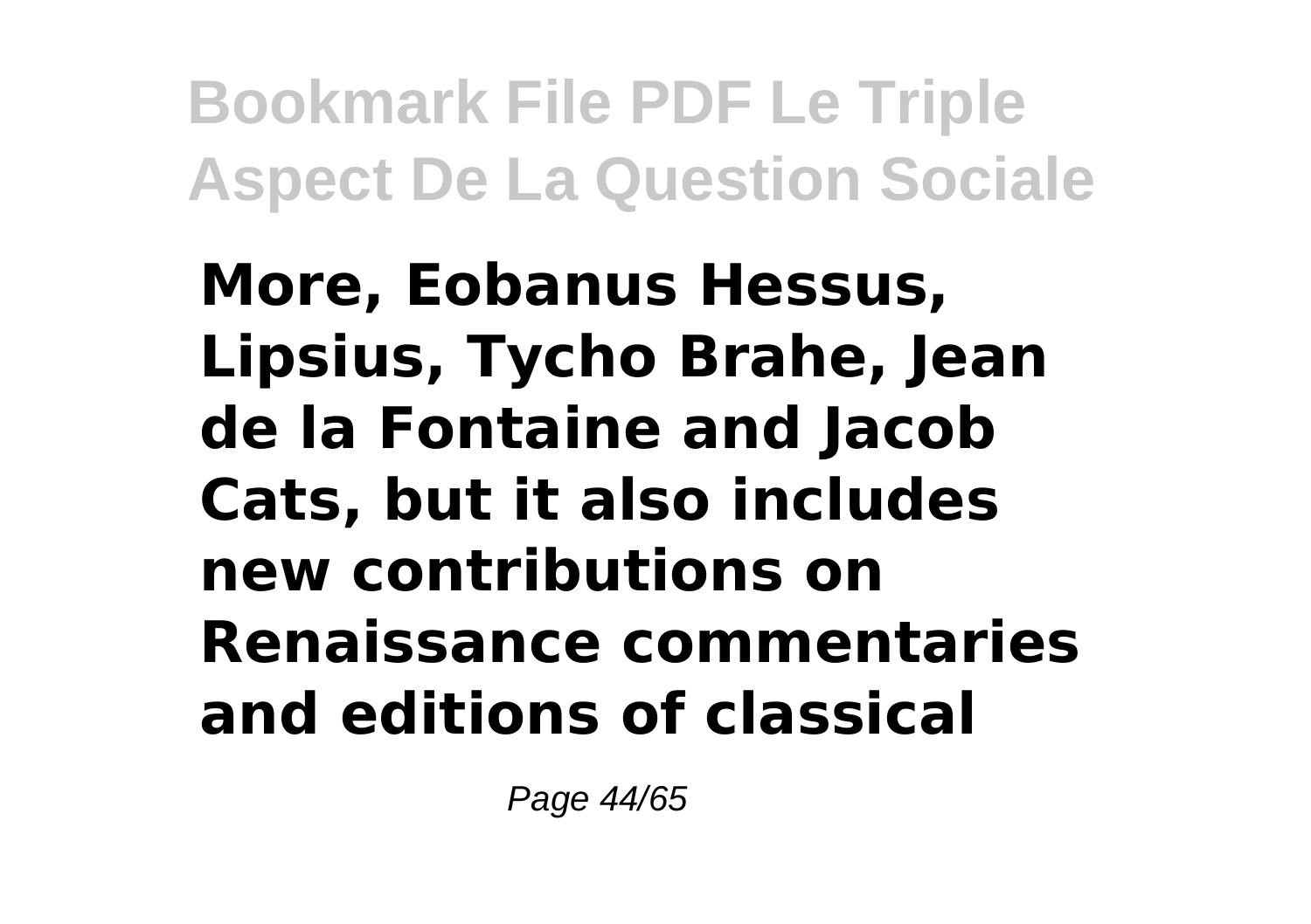**More, Eobanus Hessus, Lipsius, Tycho Brahe, Jean de la Fontaine and Jacob Cats, but it also includes new contributions on Renaissance commentaries and editions of classical**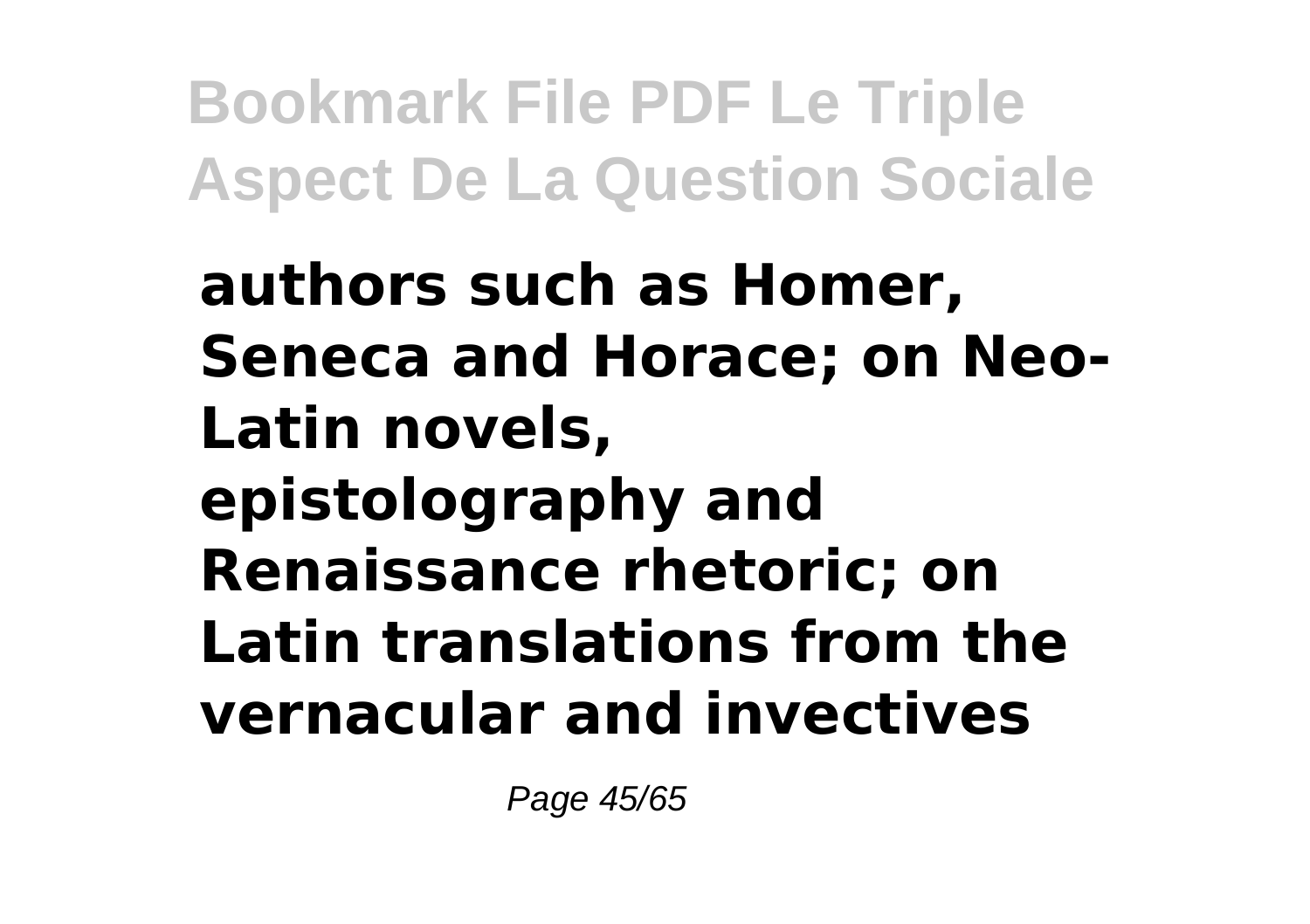**authors such as Homer, Seneca and Horace; on Neo-Latin novels, epistolography and Renaissance rhetoric; on Latin translations from the vernacular and invectives**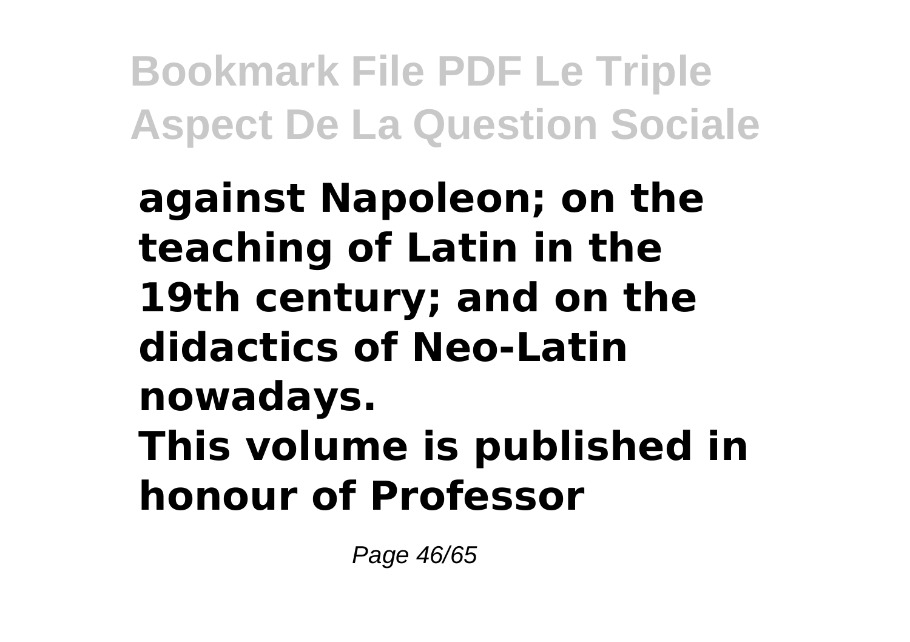**against Napoleon; on the teaching of Latin in the 19th century; and on the didactics of Neo-Latin nowadays.**
**This volume is published in honour of Professor**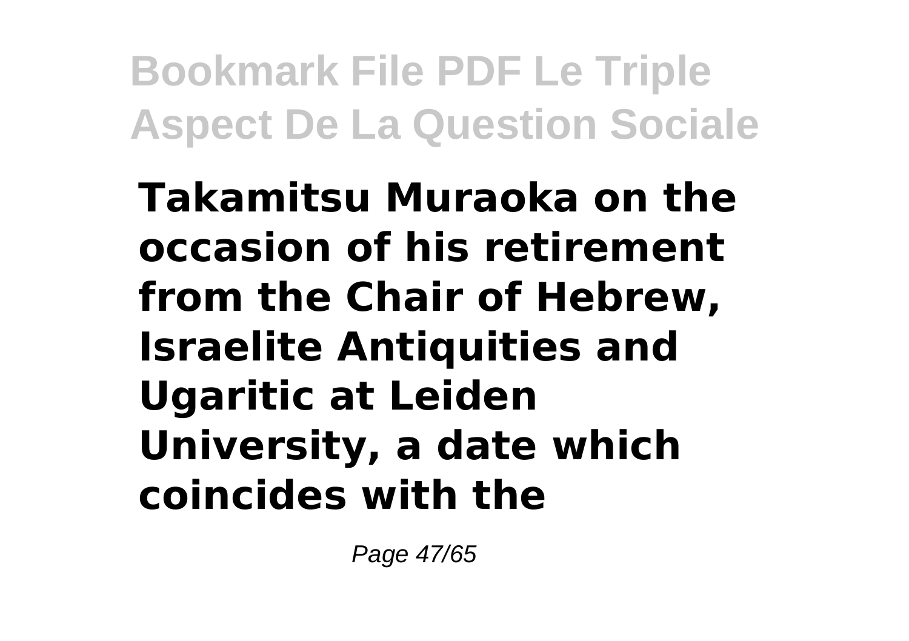**Takamitsu Muraoka on the occasion of his retirement from the Chair of Hebrew, Israelite Antiquities and Ugaritic at Leiden University, a date which coincides with the**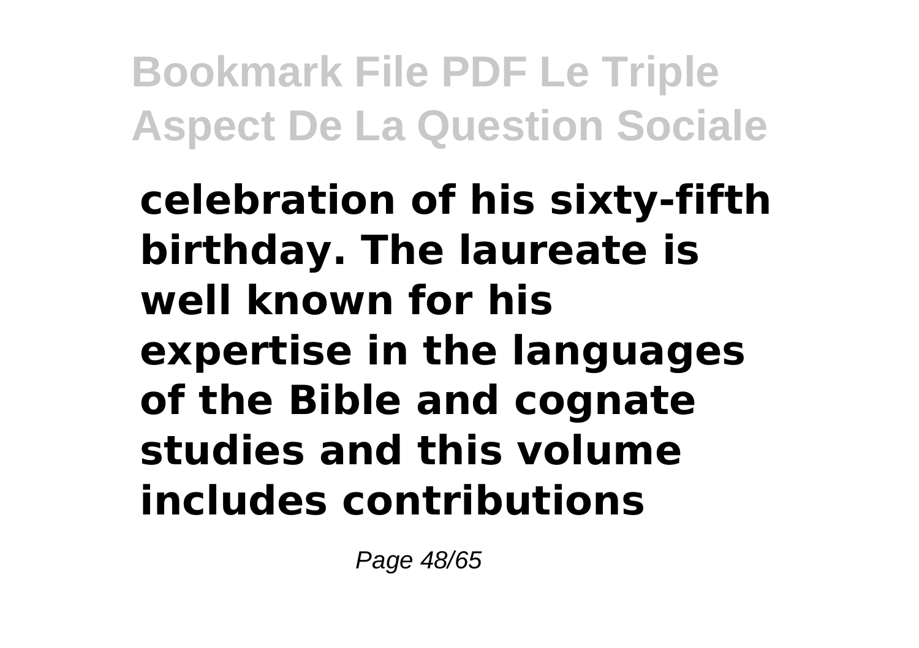**celebration of his sixty-fifth birthday. The laureate is well known for his expertise in the languages of the Bible and cognate studies and this volume includes contributions**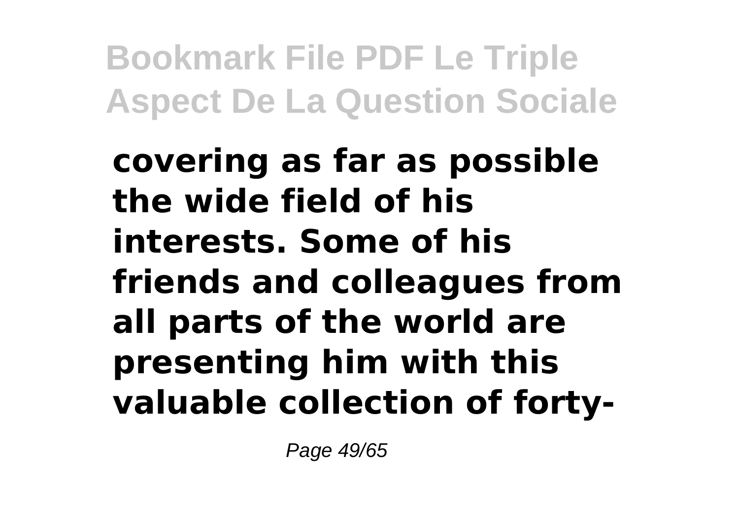**covering as far as possible the wide field of his interests. Some of his friends and colleagues from all parts of the world are presenting him with this valuable collection of forty-**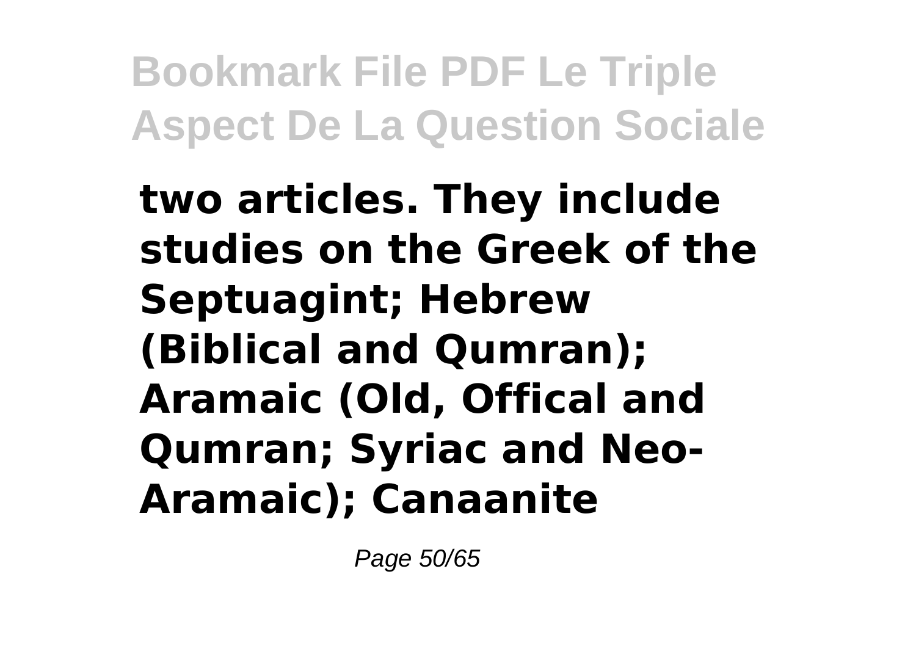**two articles. They include studies on the Greek of the Septuagint; Hebrew (Biblical and Qumran); Aramaic (Old, Offical and Qumran; Syriac and Neo-Aramaic); Canaanite**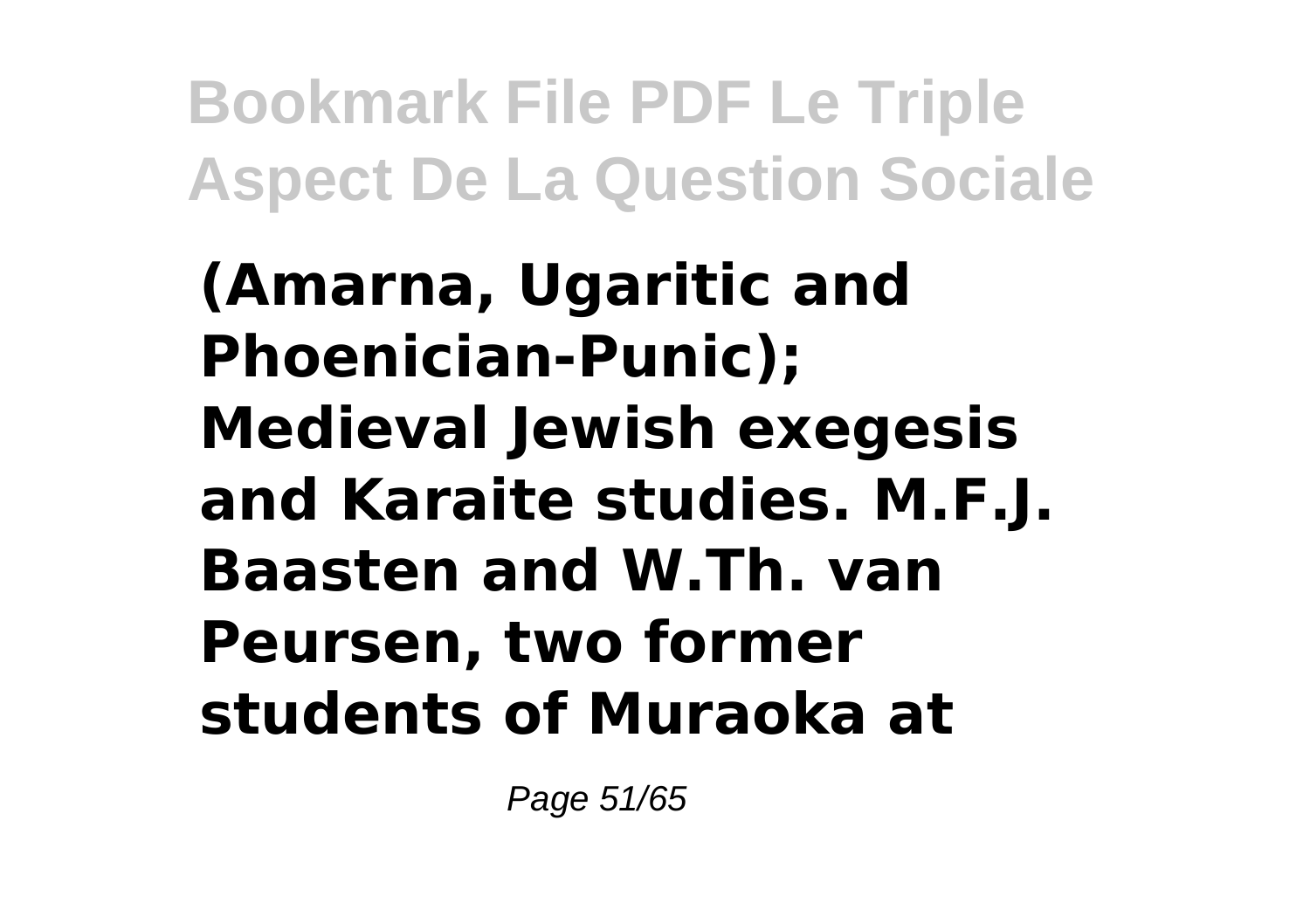**(Amarna, Ugaritic and Phoenician-Punic); Medieval Jewish exegesis and Karaite studies. M.F.J. Baasten and W.Th. van Peursen, two former students of Muraoka at**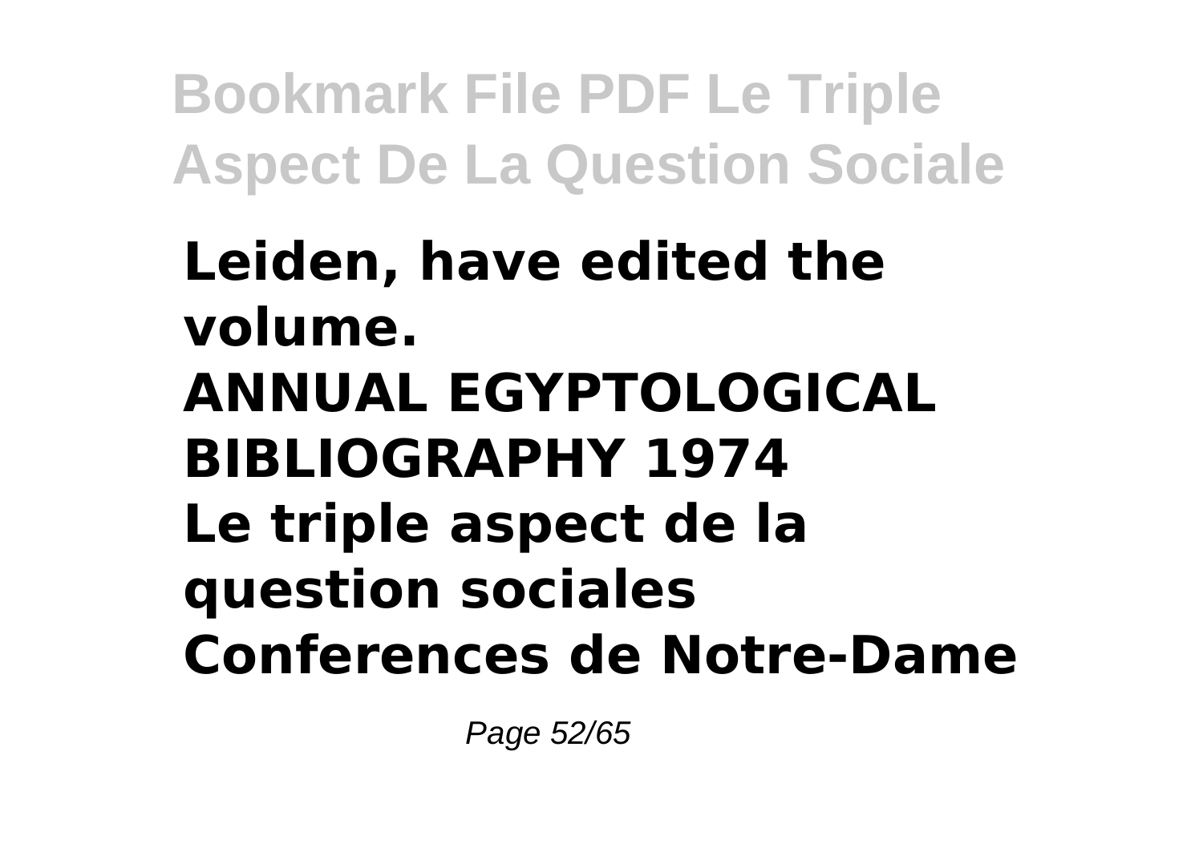**Leiden, have edited the volume.**

**ANNUAL EGYPTOLOGICAL BIBLIOGRAPHY 1974**

**Le triple aspect de la question sociales**

**Conferences de Notre-Dame**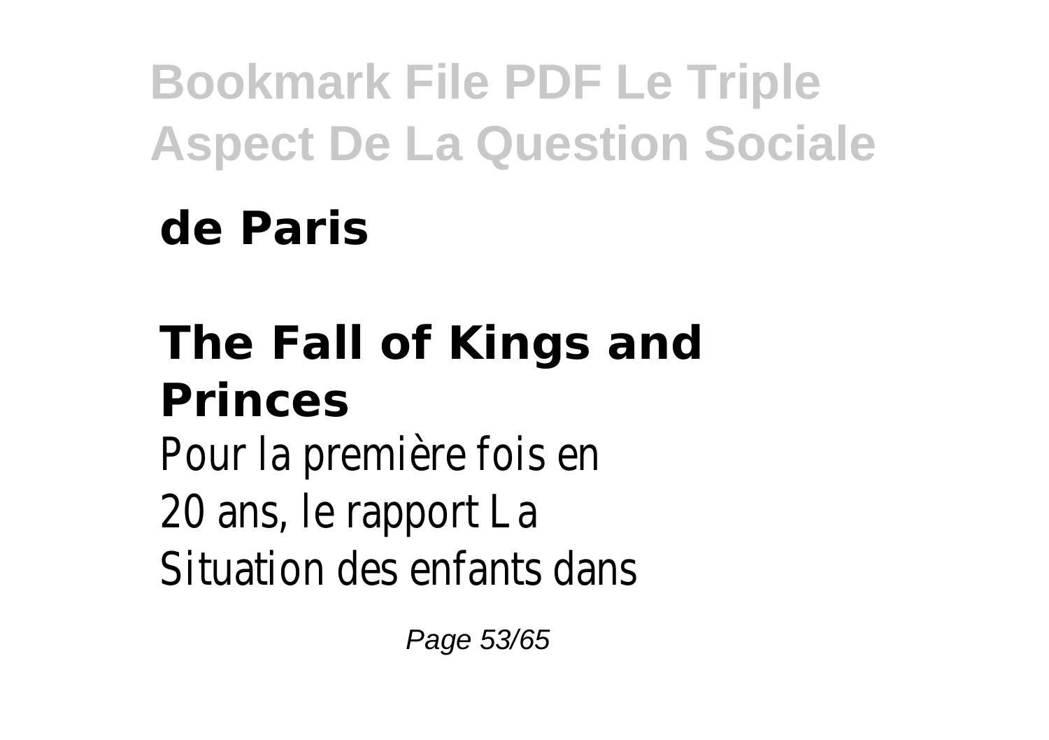**de Paris**

## The Fall of Kings and Princes

Pour la première fois en 20 ans, le rapport La Situation des enfants dans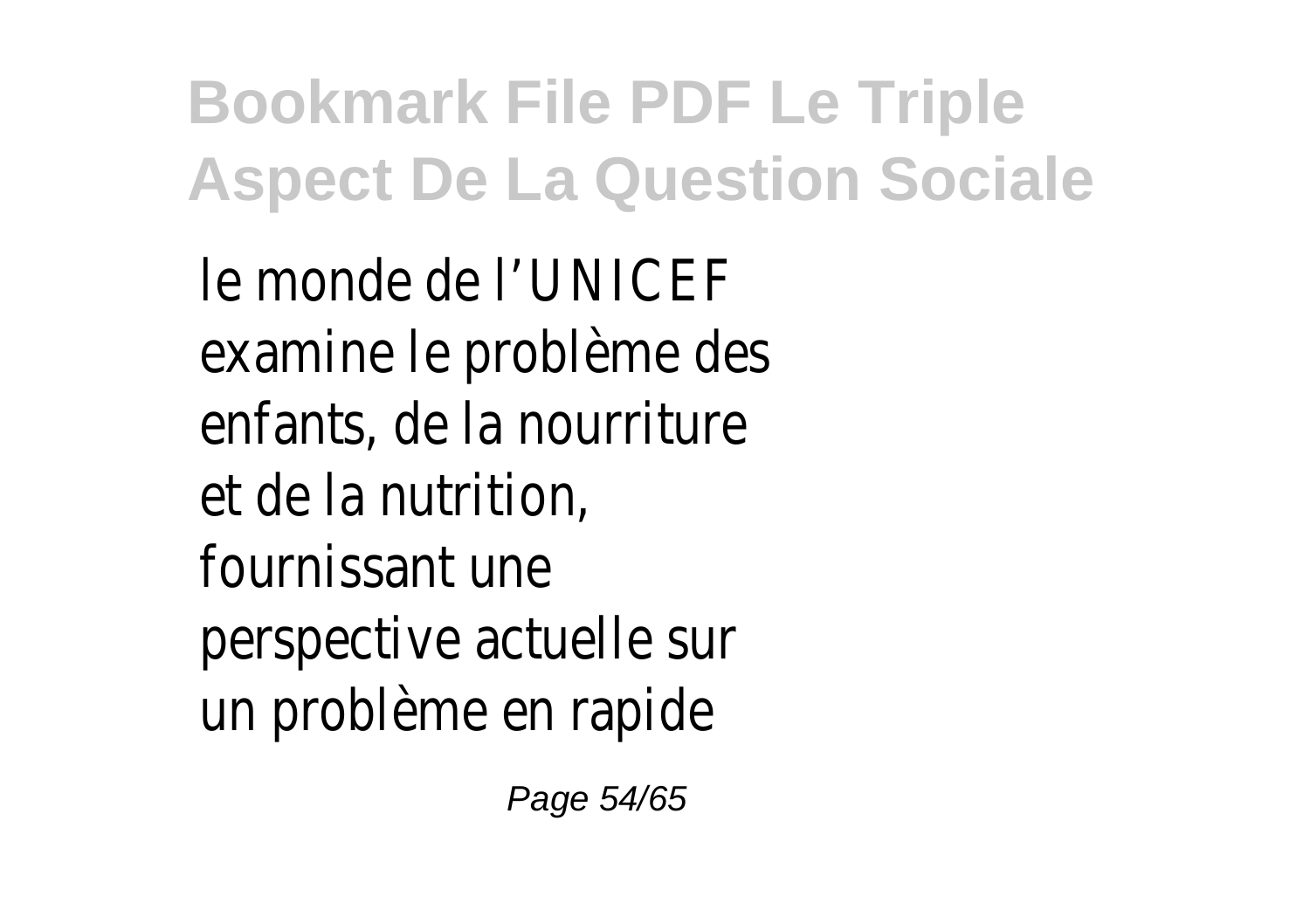le monde de l’UNICEF examine le problème des enfants, de la nourriture et de la nutrition, fournissant une perspective actuelle sur un problème en rapide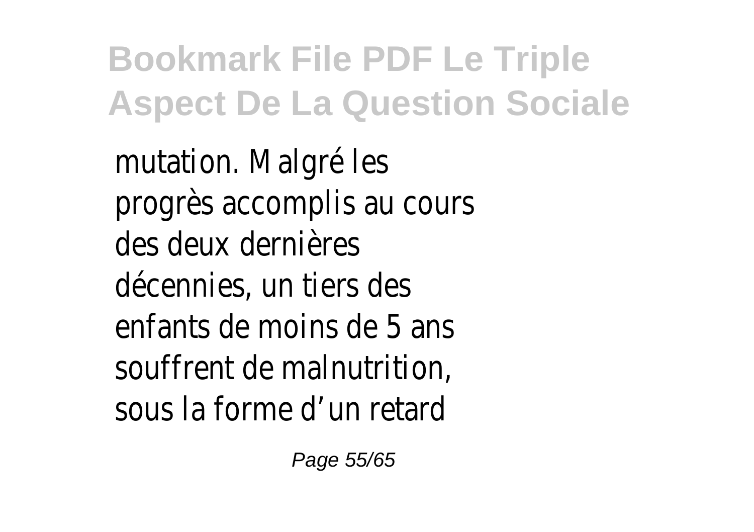mutation. Malgré les progrès accomplis au cours des deux dernières décennies, un tiers des enfants de moins de 5 ans souffrent de malnutrition, sous la forme d’un retard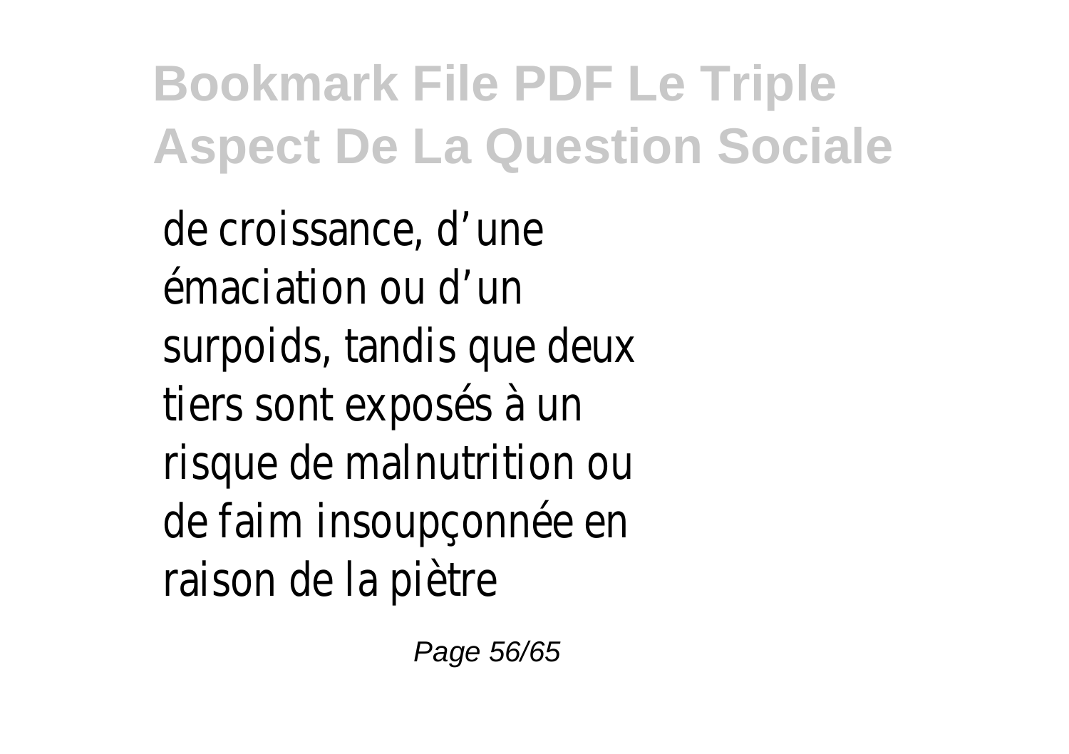de croissance, d’une émaciation ou d’un surpoids, tandis que deux tiers sont exposés à un risque de malnutrition ou de faim insoupçonnée en raison de la piètre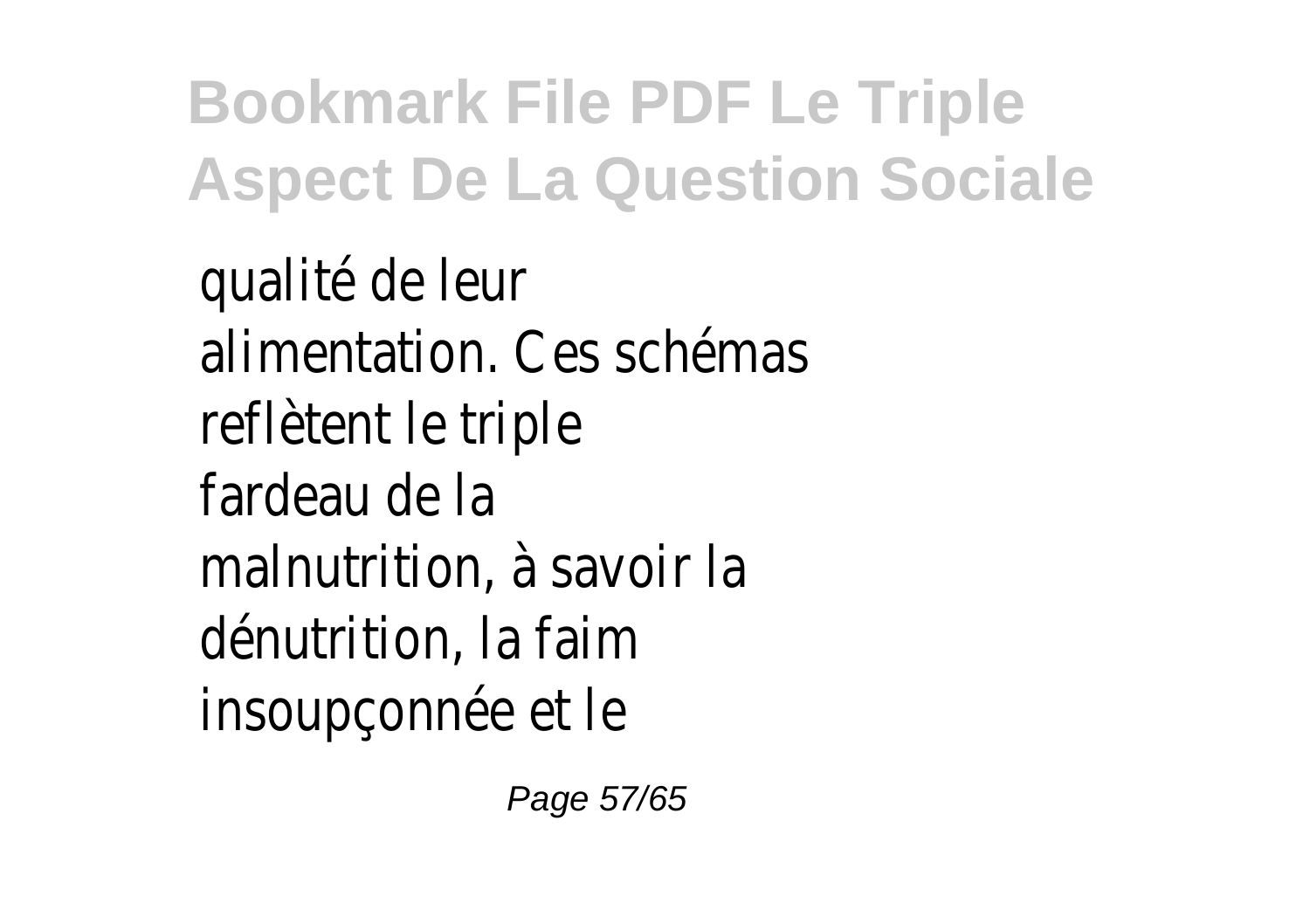qualité de leur alimentation. Ces schémas reflètent le triple fardeau de la malnutrition, à savoir la dénutrition, la faim insoupçonnée et le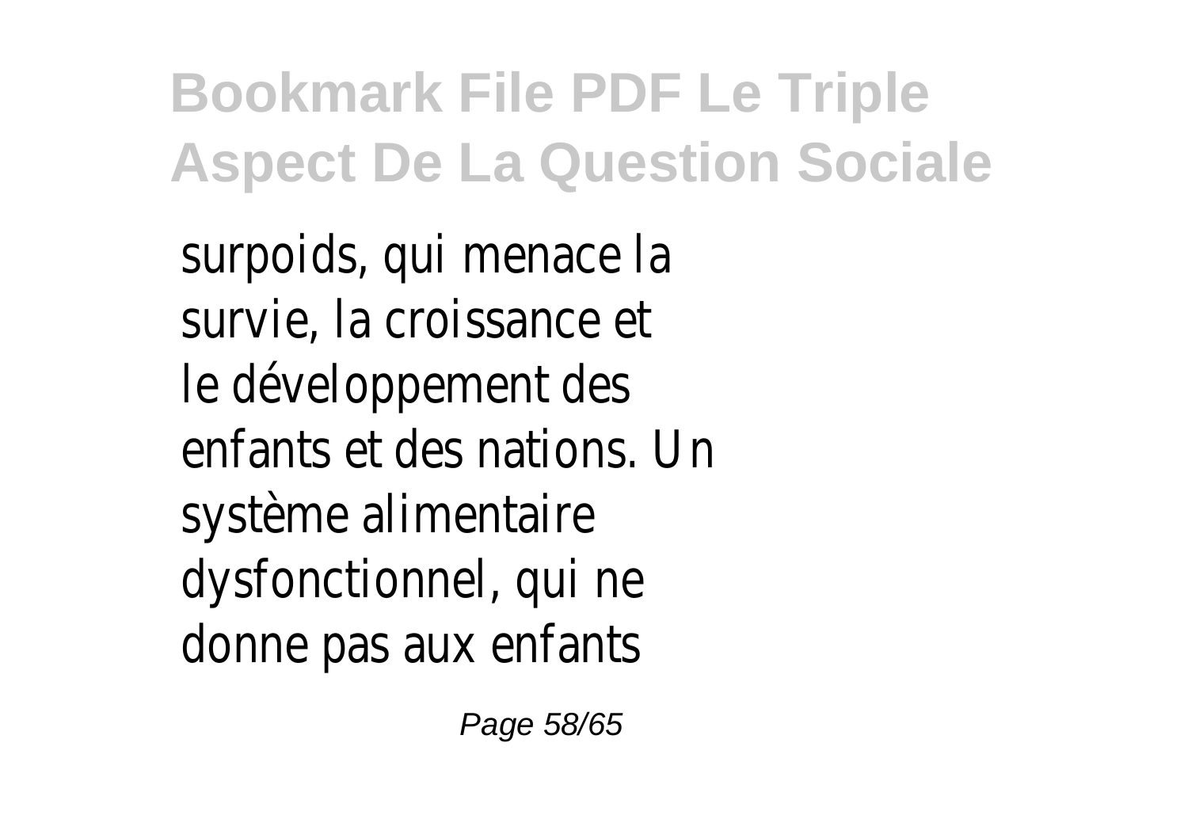surpoids, qui menace la survie, la croissance et le développement des enfants et des nations. Un système alimentaire dysfonctionnel, qui ne donne pas aux enfants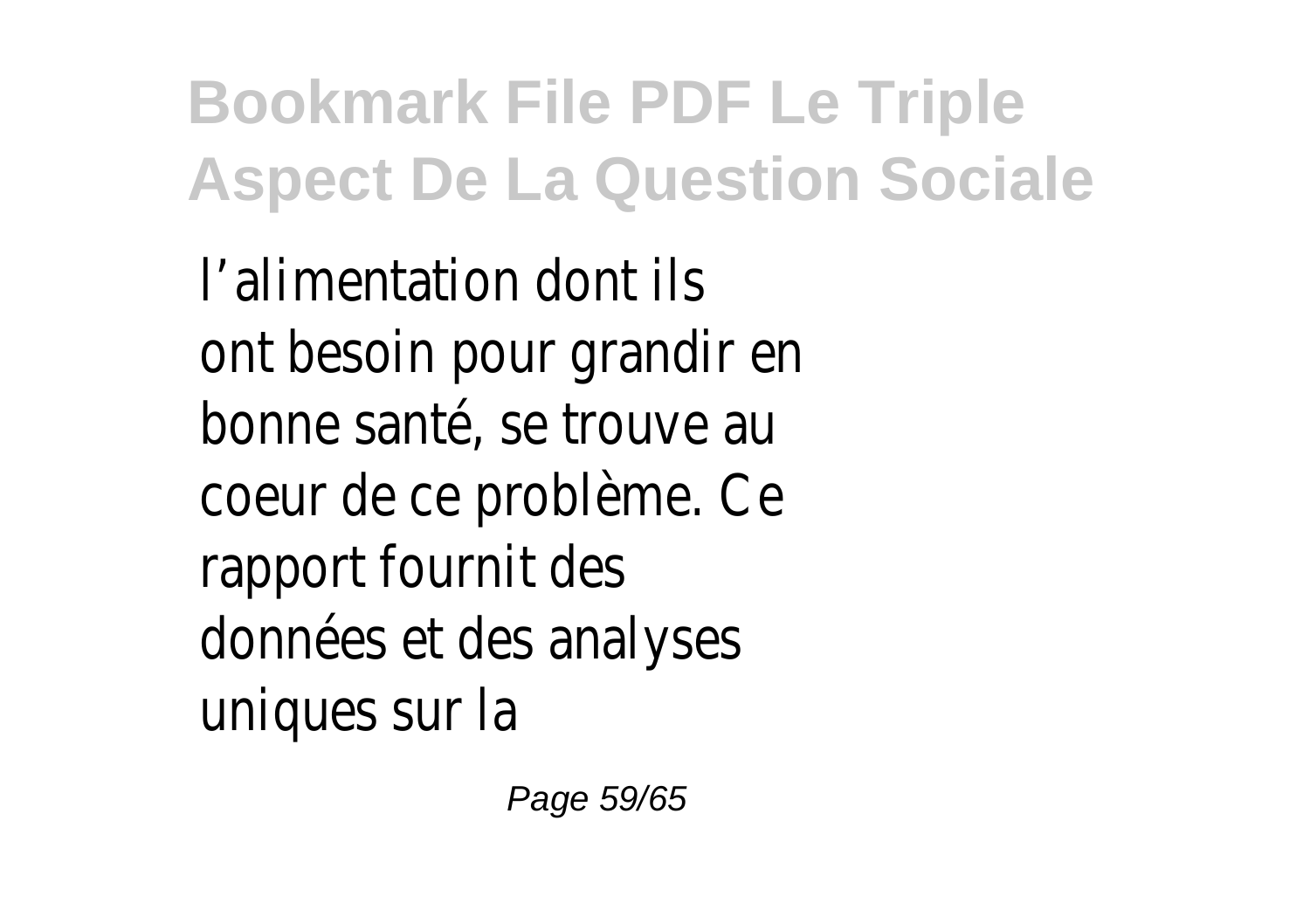l’alimentation dont ils ont besoin pour grandir en bonne santé, se trouve au coeur de ce problème. Ce rapport fournit des données et des analyses uniques sur la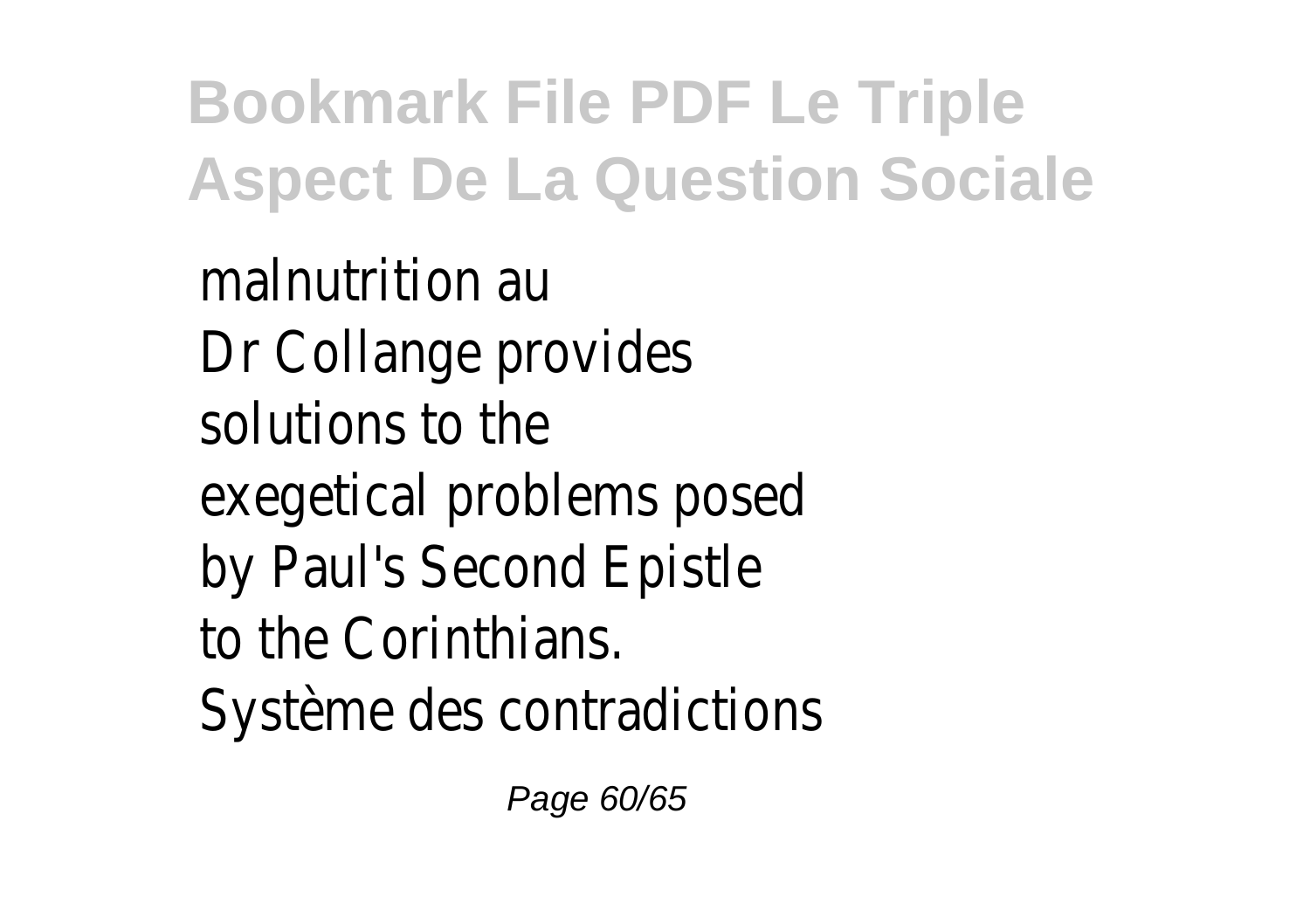malnutrition au
Dr Collange provides
solutions to the
exegetical problems posed
by Paul's Second Epistle
to the Corinthians.
Système des contradictions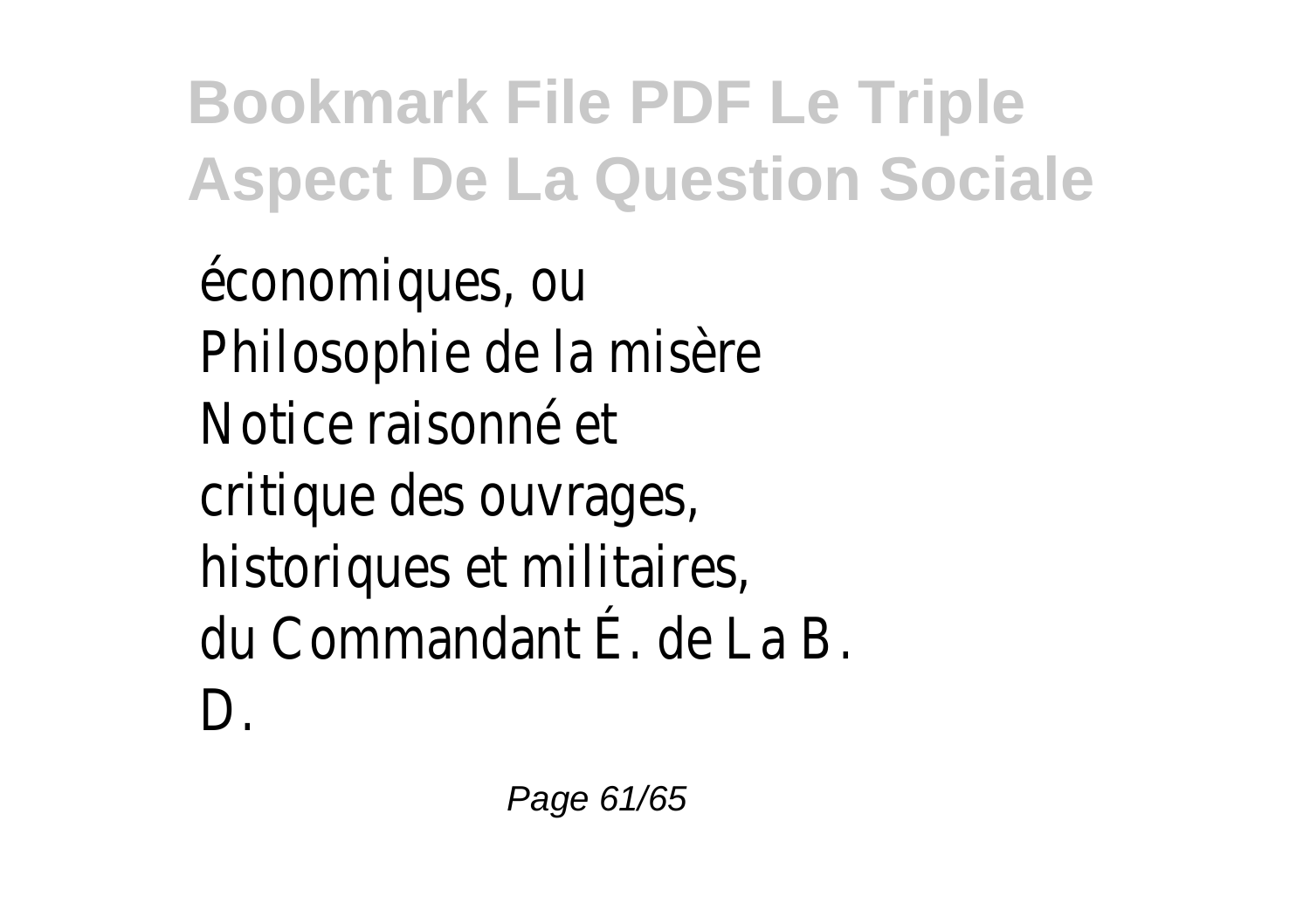économiques, ou
Philosophie de la misère
Notice raisonné et
critique des ouvrages,
historiques et militaires,
du Commandant É. de La B.
D.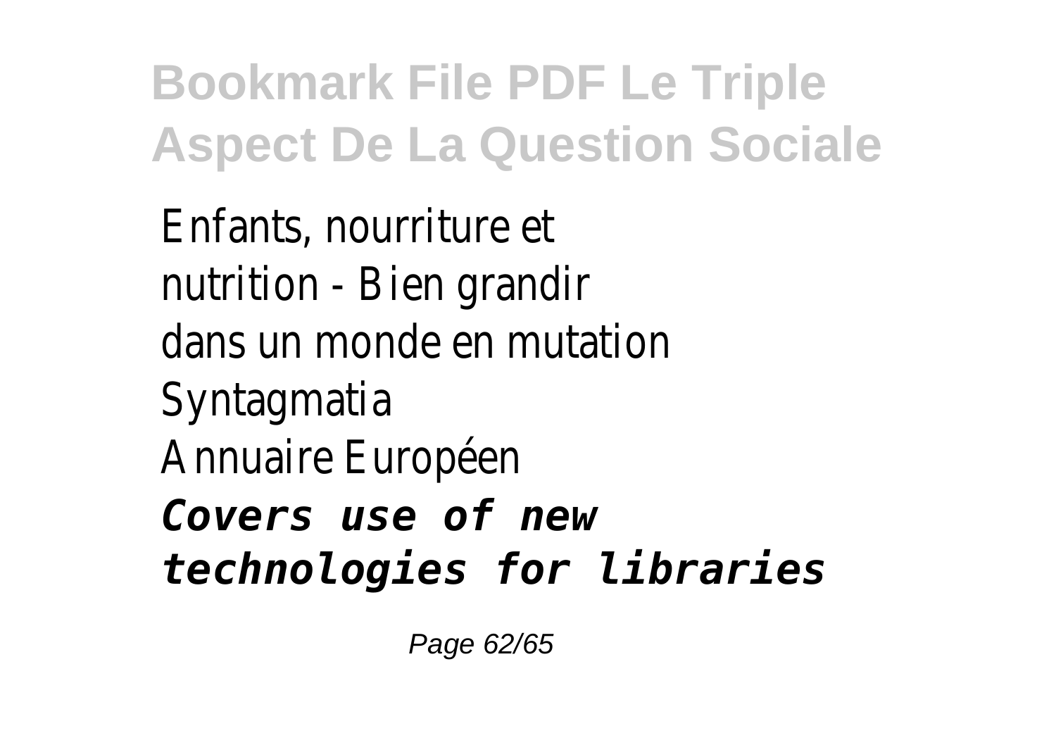Enfants, nourriture et nutrition - Bien grandir dans un monde en mutation
Syntagmatia
Annuaire Européen
***Covers use of new technologies for libraries***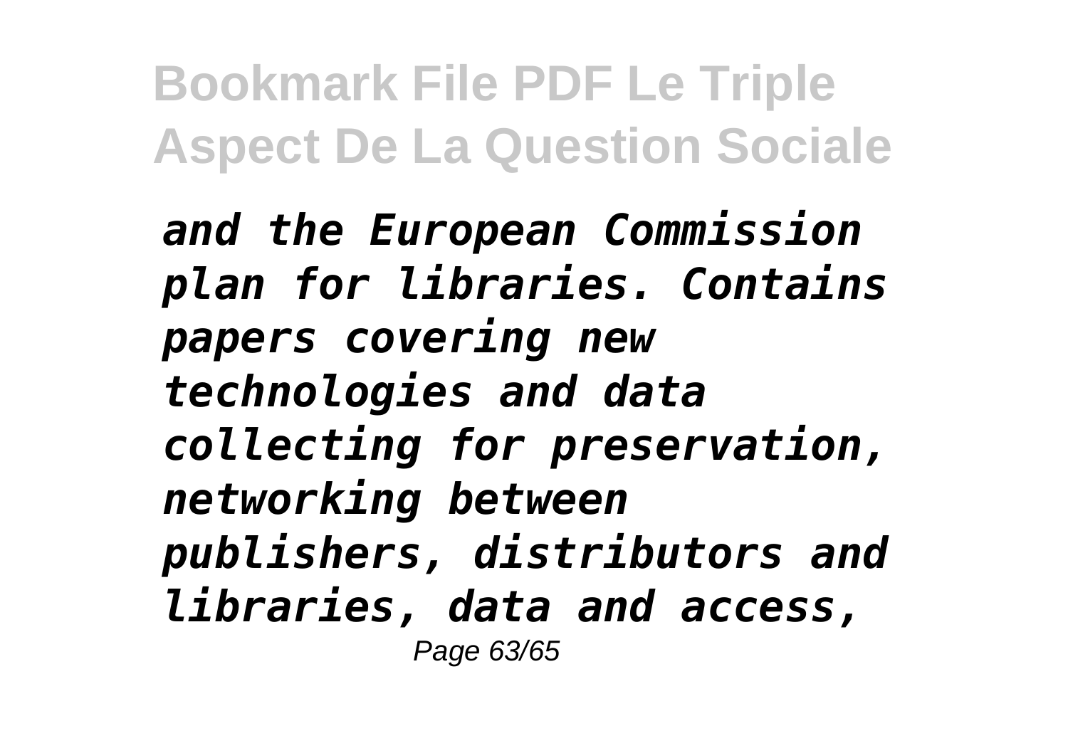*and the European Commission plan for libraries. Contains papers covering new technologies and data collecting for preservation, networking between publishers, distributors and libraries, data and access,*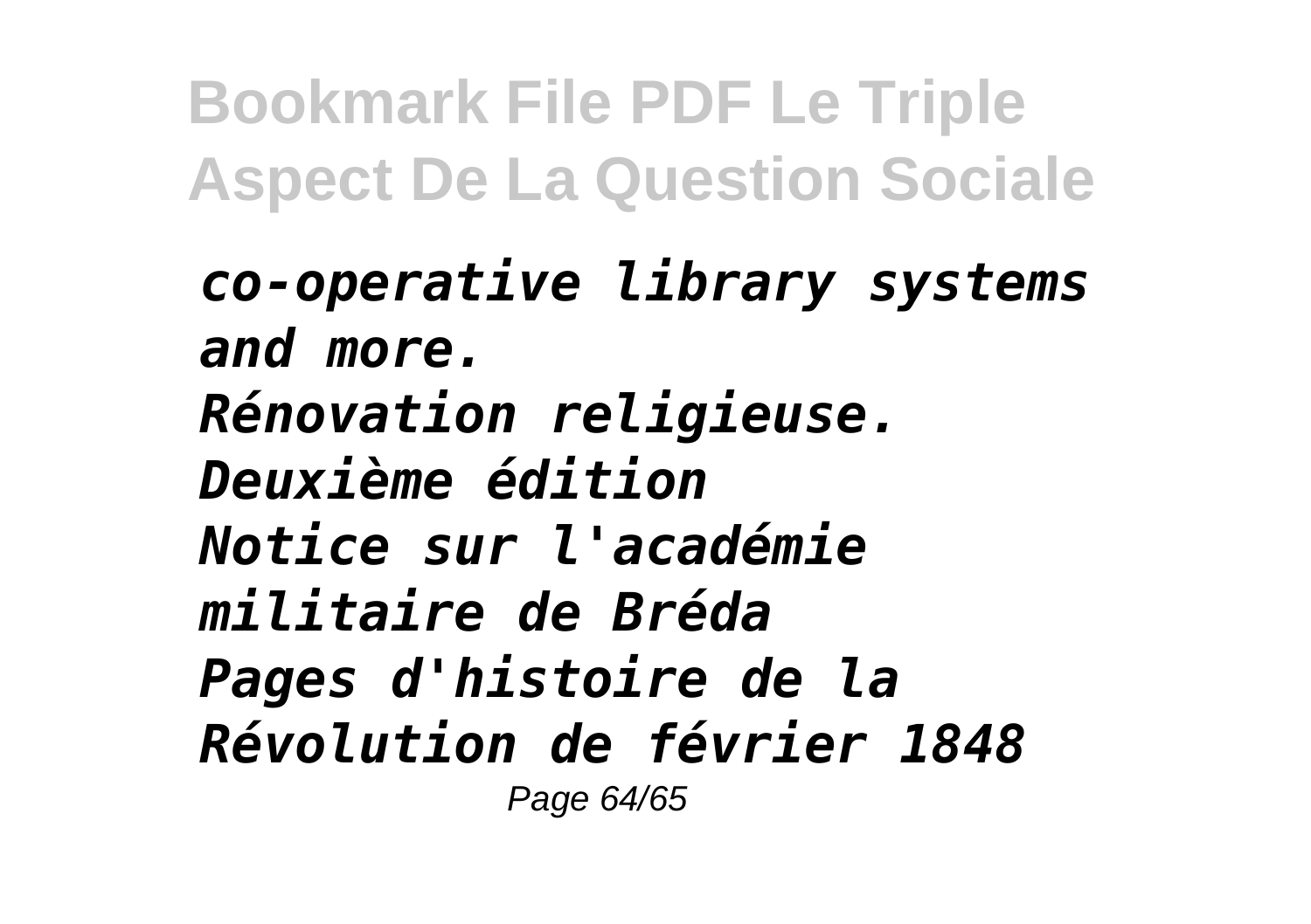*co-operative library systems and more.*
*Rénovation religieuse. Deuxième édition*
*Notice sur l'académie militaire de Bréda*
*Pages d'histoire de la Révolution de février 1848*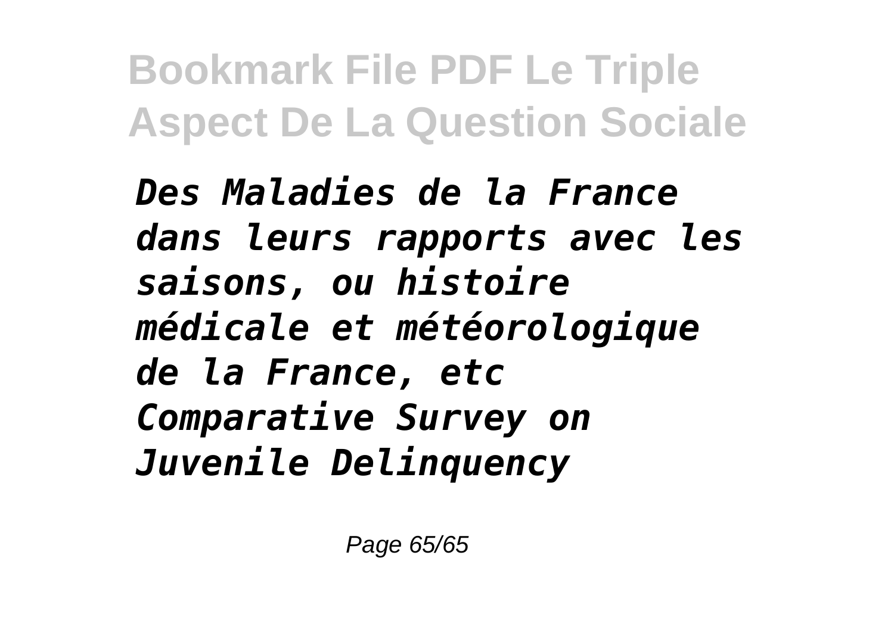*Des Maladies de la France dans leurs rapports avec les saisons, ou histoire médicale et météorologique de la France, etc*
*Comparative Survey on Juvenile Delinquency*